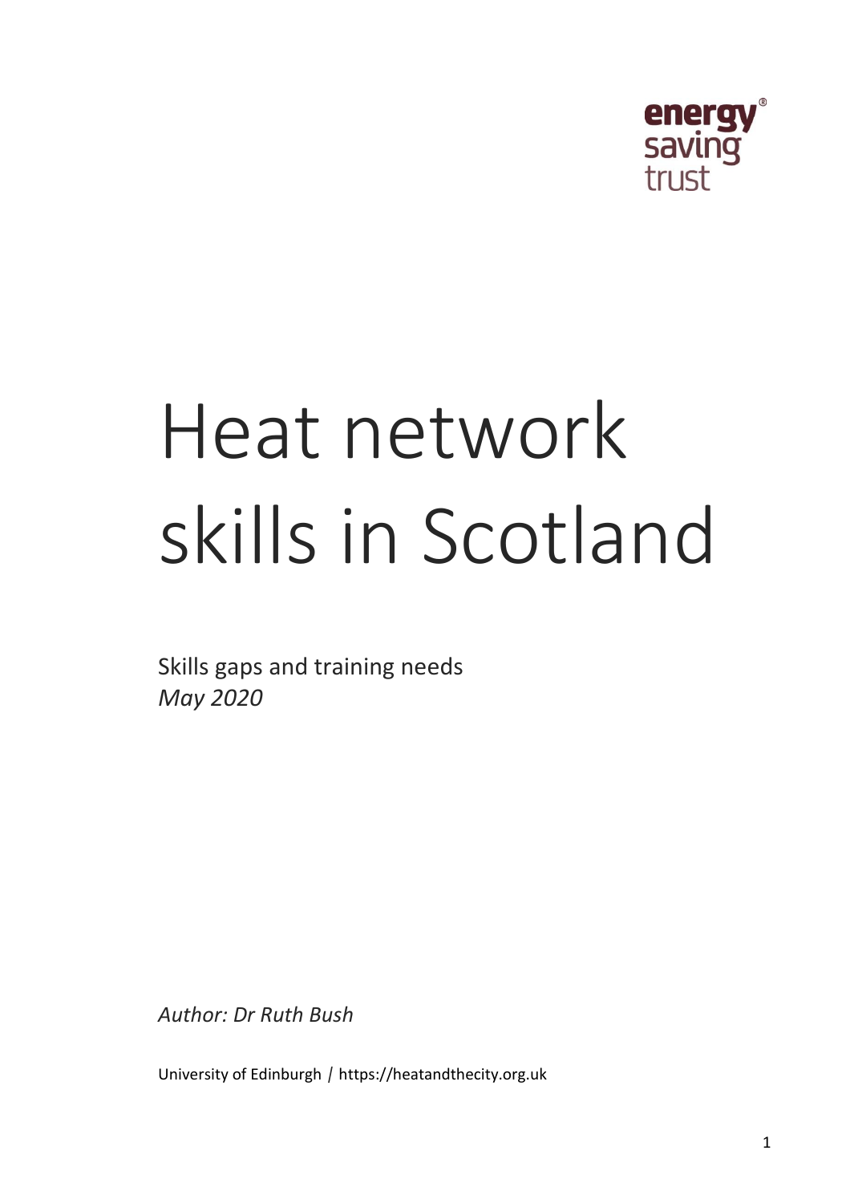energy saving trust

# Heat network skills in Scotland

Skills gaps and training needs

*May 2020*

*Author: Dr Ruth Bush*

University of Edinburgh | https://heatandthecity.org.uk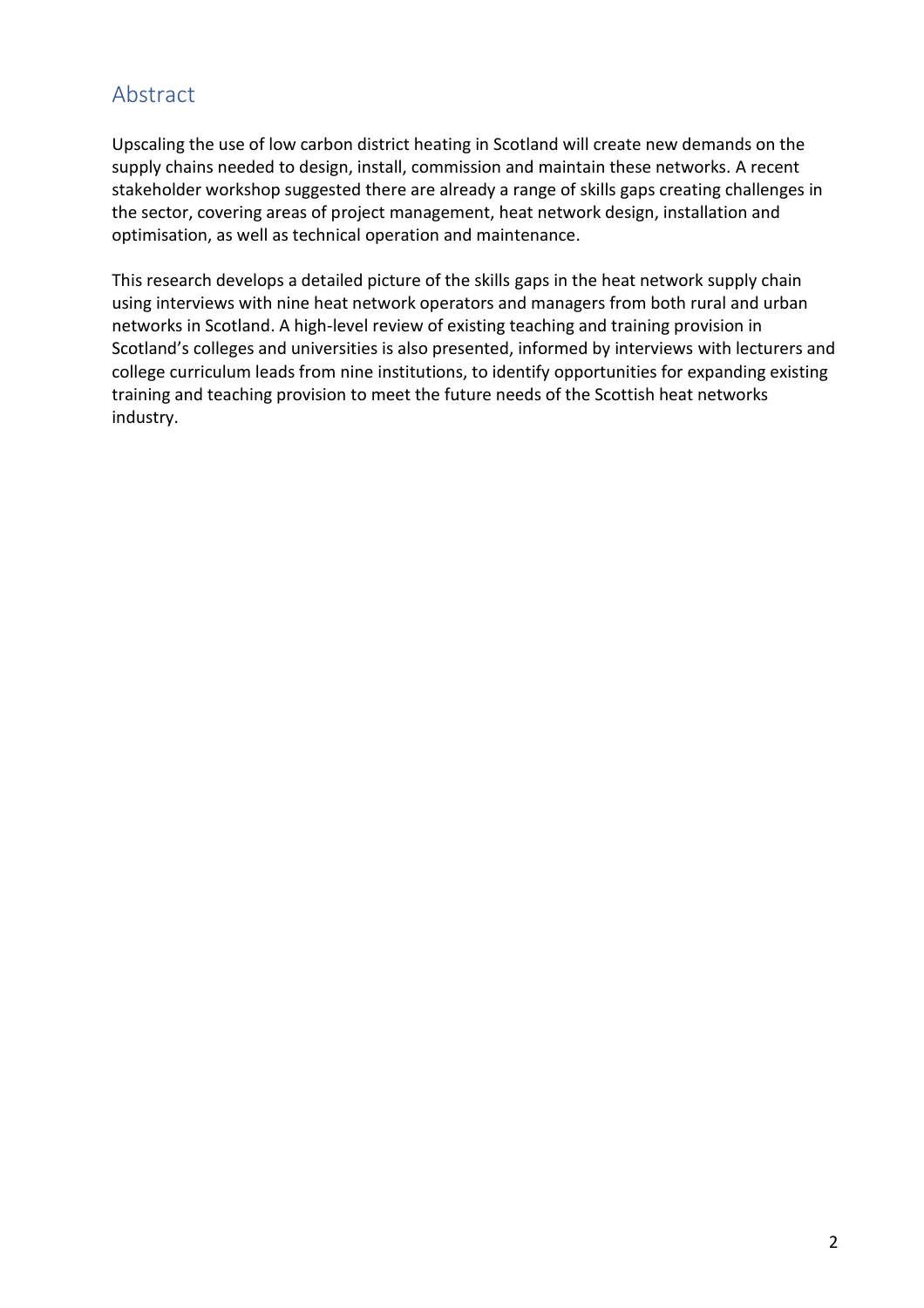## Abstract

Upscaling the use of low carbon district heating in Scotland will create new demands on the supply chains needed to design, install, commission and maintain these networks. A recent stakeholder workshop suggested there are already a range of skills gaps creating challenges in the sector, covering areas of project management, heat network design, installation and optimisation, as well as technical operation and maintenance.

This research develops a detailed picture of the skills gaps in the heat network supply chain using interviews with nine heat network operators and managers from both rural and urban networks in Scotland. A high-level review of existing teaching and training provision in Scotland's colleges and universities is also presented, informed by interviews with lecturers and college curriculum leads from nine institutions, to identify opportunities for expanding existing training and teaching provision to meet the future needs of the Scottish heat networks industry.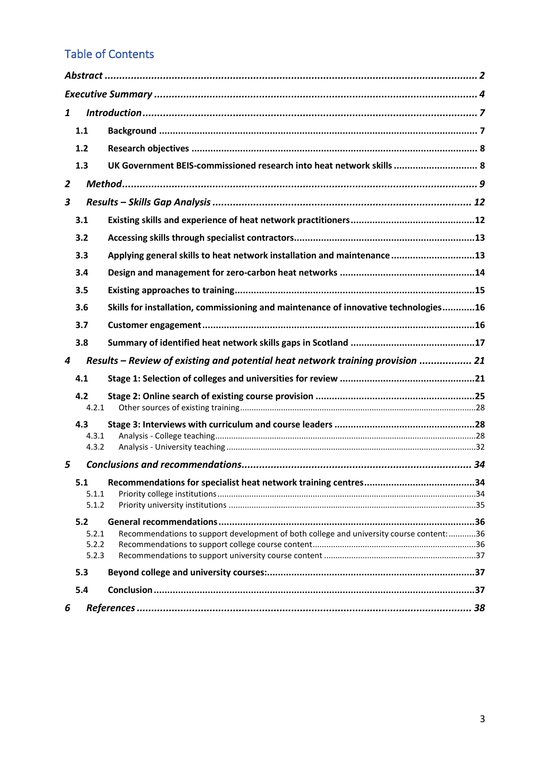# Table of Contents

*Abstract* ........ *2*

*Executive Summary* ........ *4*

*1 Introduction* ........ *7*

- **1.1 Background** ........ 7
- **1.2 Research objectives** ........ 8
- **1.3 UK Government BEIS-commissioned research into heat network skills** ........ 8

*2 Method* ........ *9*

*3 Results – Skills Gap Analysis* ........ *12*

- **3.1 Existing skills and experience of heat network practitioners** ........ 12
- **3.2 Accessing skills through specialist contractors** ........ 13
- **3.3 Applying general skills to heat network installation and maintenance** ........ 13
- **3.4 Design and management for zero-carbon heat networks** ........ 14
- **3.5 Existing approaches to training** ........ 15
- **3.6 Skills for installation, commissioning and maintenance of innovative technologies** ........ 16
- **3.7 Customer engagement** ........ 16
- **3.8 Summary of identified heat network skills gaps in Scotland** ........ 17

*4 Results – Review of existing and potential heat network training provision* ........ *21*

- **4.1 Stage 1: Selection of colleges and universities for review** ........ 21
- **4.2 Stage 2: Online search of existing course provision** ........ 25
  - 4.2.1 Other sources of existing training ........ 28
- **4.3 Stage 3: Interviews with curriculum and course leaders** ........ 28
  - 4.3.1 Analysis - College teaching ........ 28
  - 4.3.2 Analysis - University teaching ........ 32

*5 Conclusions and recommendations* ........ *34*

- **5.1 Recommendations for specialist heat network training centres** ........ 34
  - 5.1.1 Priority college institutions ........ 34
  - 5.1.2 Priority university institutions ........ 35
- **5.2 General recommendations** ........ 36
  - 5.2.1 Recommendations to support development of both college and university course content: ........ 36
  - 5.2.2 Recommendations to support college course content ........ 36
  - 5.2.3 Recommendations to support university course content ........ 37
- **5.3 Beyond college and university courses:** ........ 37
- **5.4 Conclusion** ........ 37

*6 References* ........ *38*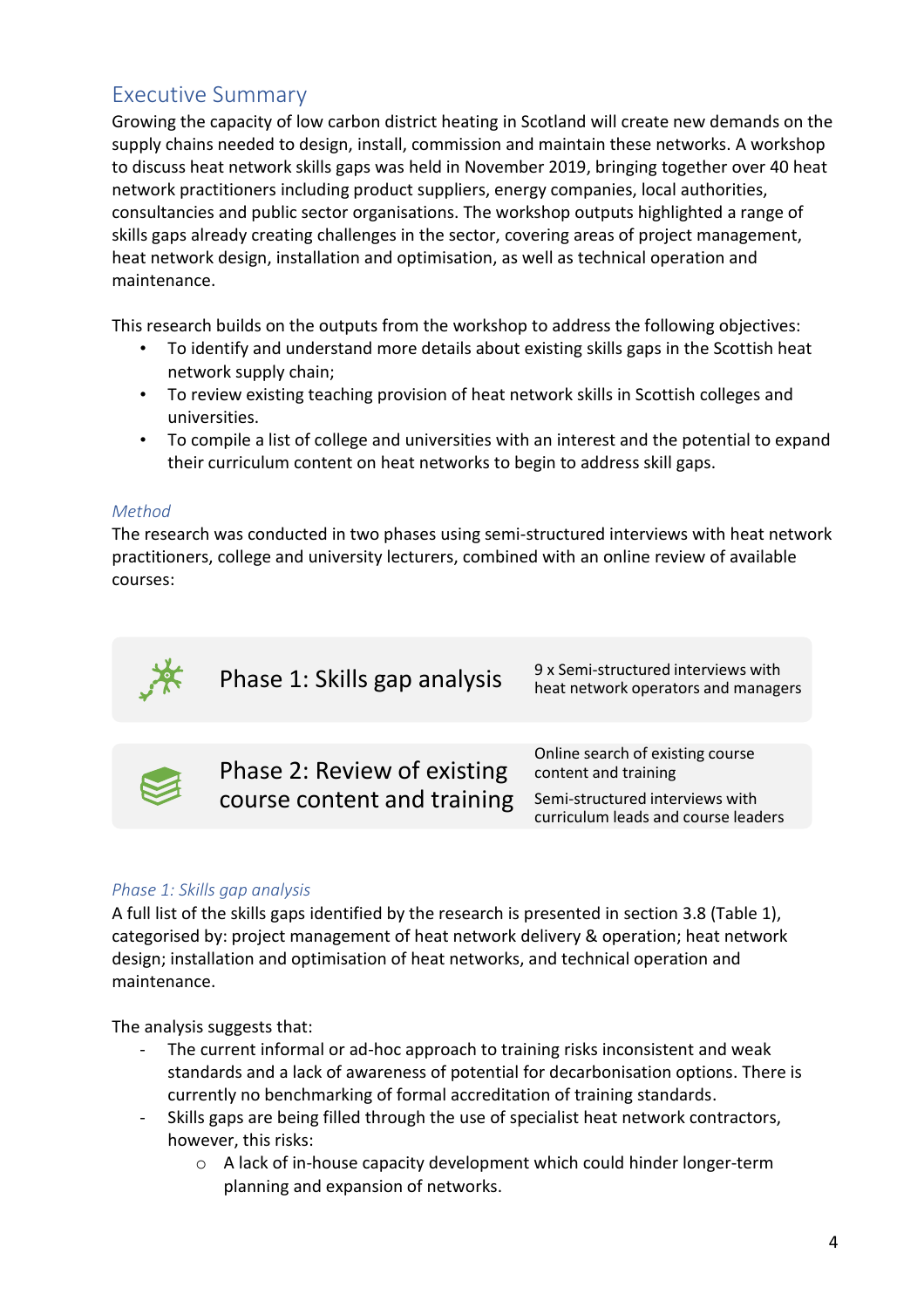## Executive Summary

Growing the capacity of low carbon district heating in Scotland will create new demands on the supply chains needed to design, install, commission and maintain these networks. A workshop to discuss heat network skills gaps was held in November 2019, bringing together over 40 heat network practitioners including product suppliers, energy companies, local authorities, consultancies and public sector organisations. The workshop outputs highlighted a range of skills gaps already creating challenges in the sector, covering areas of project management, heat network design, installation and optimisation, as well as technical operation and maintenance.

This research builds on the outputs from the workshop to address the following objectives:

- To identify and understand more details about existing skills gaps in the Scottish heat network supply chain;
- To review existing teaching provision of heat network skills in Scottish colleges and universities.
- To compile a list of college and universities with an interest and the potential to expand their curriculum content on heat networks to begin to address skill gaps.

### *Method*

The research was conducted in two phases using semi-structured interviews with heat network practitioners, college and university lecturers, combined with an online review of available courses:

| | |
|---|---|
| Phase 1: Skills gap analysis | 9 x Semi-structured interviews with heat network operators and managers |
| Phase 2: Review of existing course content and training | Online search of existing course content and training<br>Semi-structured interviews with curriculum leads and course leaders |

### *Phase 1: Skills gap analysis*

A full list of the skills gaps identified by the research is presented in section 3.8 (Table 1), categorised by: project management of heat network delivery & operation; heat network design; installation and optimisation of heat networks, and technical operation and maintenance.

The analysis suggests that:

- The current informal or ad-hoc approach to training risks inconsistent and weak standards and a lack of awareness of potential for decarbonisation options. There is currently no benchmarking of formal accreditation of training standards.
- Skills gaps are being filled through the use of specialist heat network contractors, however, this risks:
    - A lack of in-house capacity development which could hinder longer-term planning and expansion of networks.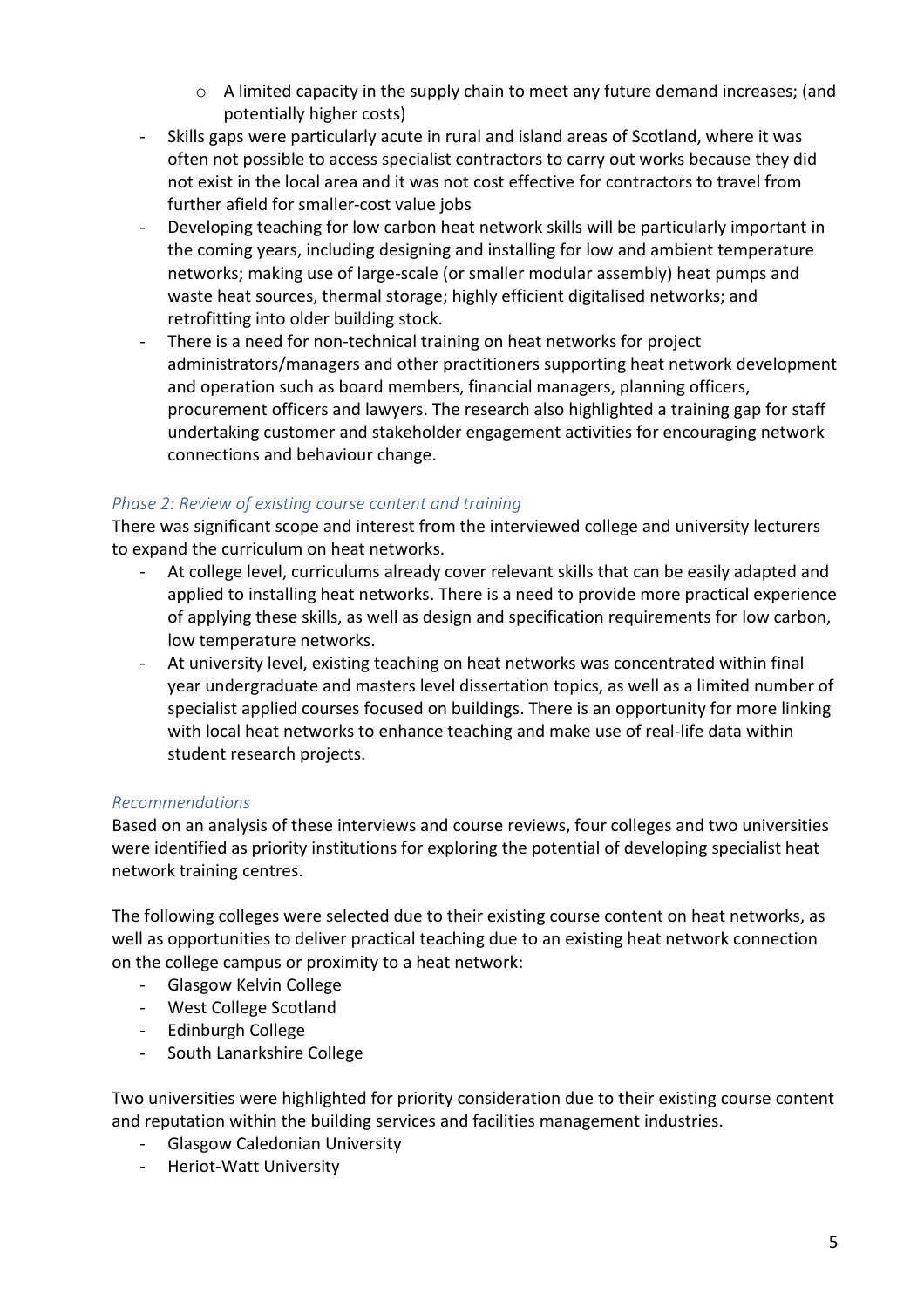- A limited capacity in the supply chain to meet any future demand increases; (and potentially higher costs)
- Skills gaps were particularly acute in rural and island areas of Scotland, where it was often not possible to access specialist contractors to carry out works because they did not exist in the local area and it was not cost effective for contractors to travel from further afield for smaller-cost value jobs
- Developing teaching for low carbon heat network skills will be particularly important in the coming years, including designing and installing for low and ambient temperature networks; making use of large-scale (or smaller modular assembly) heat pumps and waste heat sources, thermal storage; highly efficient digitalised networks; and retrofitting into older building stock.
- There is a need for non-technical training on heat networks for project administrators/managers and other practitioners supporting heat network development and operation such as board members, financial managers, planning officers, procurement officers and lawyers. The research also highlighted a training gap for staff undertaking customer and stakeholder engagement activities for encouraging network connections and behaviour change.

*Phase 2: Review of existing course content and training*

There was significant scope and interest from the interviewed college and university lecturers to expand the curriculum on heat networks.

- At college level, curriculums already cover relevant skills that can be easily adapted and applied to installing heat networks. There is a need to provide more practical experience of applying these skills, as well as design and specification requirements for low carbon, low temperature networks.
- At university level, existing teaching on heat networks was concentrated within final year undergraduate and masters level dissertation topics, as well as a limited number of specialist applied courses focused on buildings. There is an opportunity for more linking with local heat networks to enhance teaching and make use of real-life data within student research projects.

*Recommendations*

Based on an analysis of these interviews and course reviews, four colleges and two universities were identified as priority institutions for exploring the potential of developing specialist heat network training centres.

The following colleges were selected due to their existing course content on heat networks, as well as opportunities to deliver practical teaching due to an existing heat network connection on the college campus or proximity to a heat network:

- Glasgow Kelvin College
- West College Scotland
- Edinburgh College
- South Lanarkshire College

Two universities were highlighted for priority consideration due to their existing course content and reputation within the building services and facilities management industries.

- Glasgow Caledonian University
- Heriot-Watt University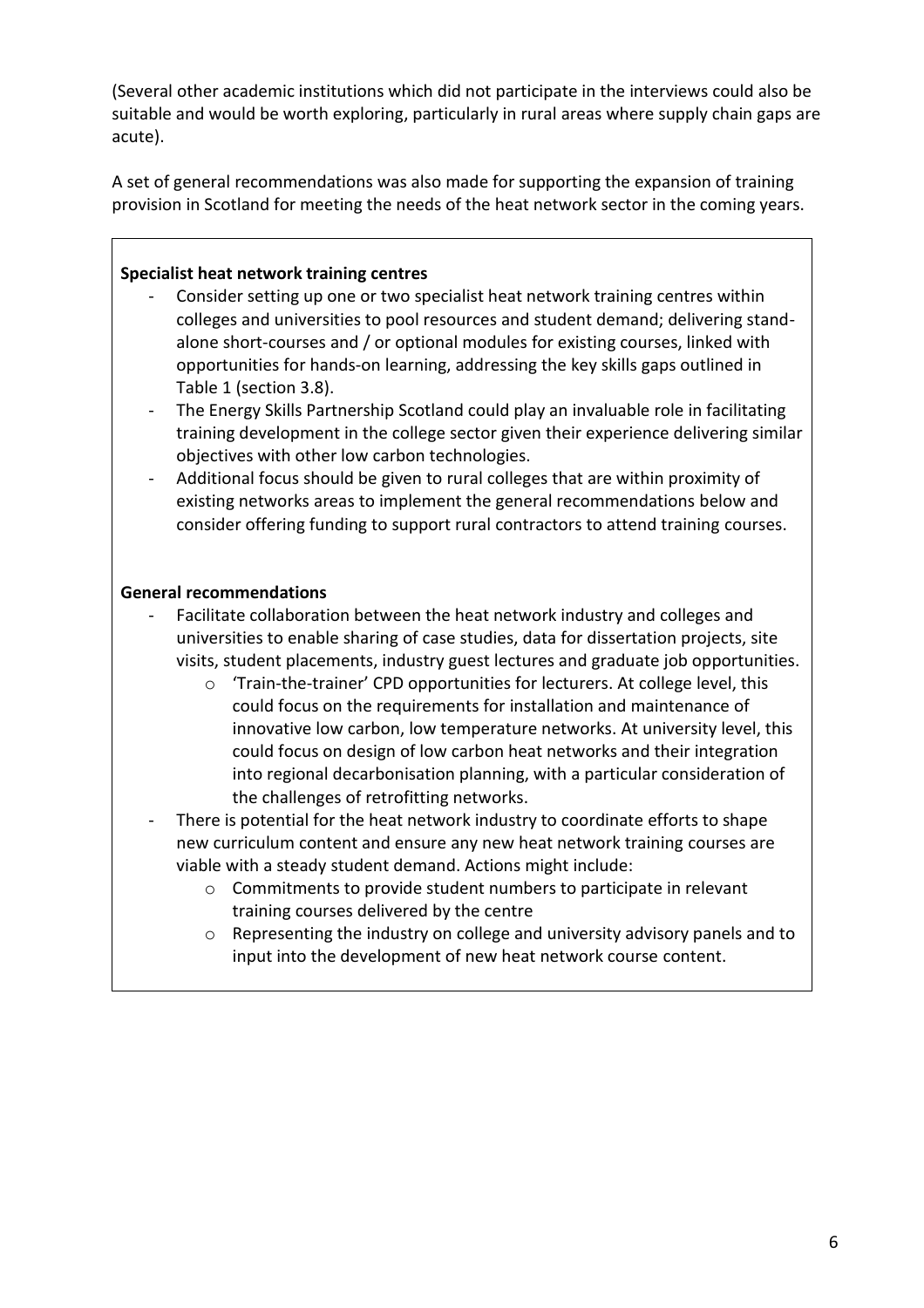(Several other academic institutions which did not participate in the interviews could also be suitable and would be worth exploring, particularly in rural areas where supply chain gaps are acute).

A set of general recommendations was also made for supporting the expansion of training provision in Scotland for meeting the needs of the heat network sector in the coming years.

**Specialist heat network training centres**

- Consider setting up one or two specialist heat network training centres within colleges and universities to pool resources and student demand; delivering stand-alone short-courses and / or optional modules for existing courses, linked with opportunities for hands-on learning, addressing the key skills gaps outlined in Table 1 (section 3.8).
- The Energy Skills Partnership Scotland could play an invaluable role in facilitating training development in the college sector given their experience delivering similar objectives with other low carbon technologies.
- Additional focus should be given to rural colleges that are within proximity of existing networks areas to implement the general recommendations below and consider offering funding to support rural contractors to attend training courses.

**General recommendations**

- Facilitate collaboration between the heat network industry and colleges and universities to enable sharing of case studies, data for dissertation projects, site visits, student placements, industry guest lectures and graduate job opportunities.
  - 'Train-the-trainer' CPD opportunities for lecturers. At college level, this could focus on the requirements for installation and maintenance of innovative low carbon, low temperature networks. At university level, this could focus on design of low carbon heat networks and their integration into regional decarbonisation planning, with a particular consideration of the challenges of retrofitting networks.
- There is potential for the heat network industry to coordinate efforts to shape new curriculum content and ensure any new heat network training courses are viable with a steady student demand. Actions might include:
  - Commitments to provide student numbers to participate in relevant training courses delivered by the centre
  - Representing the industry on college and university advisory panels and to input into the development of new heat network course content.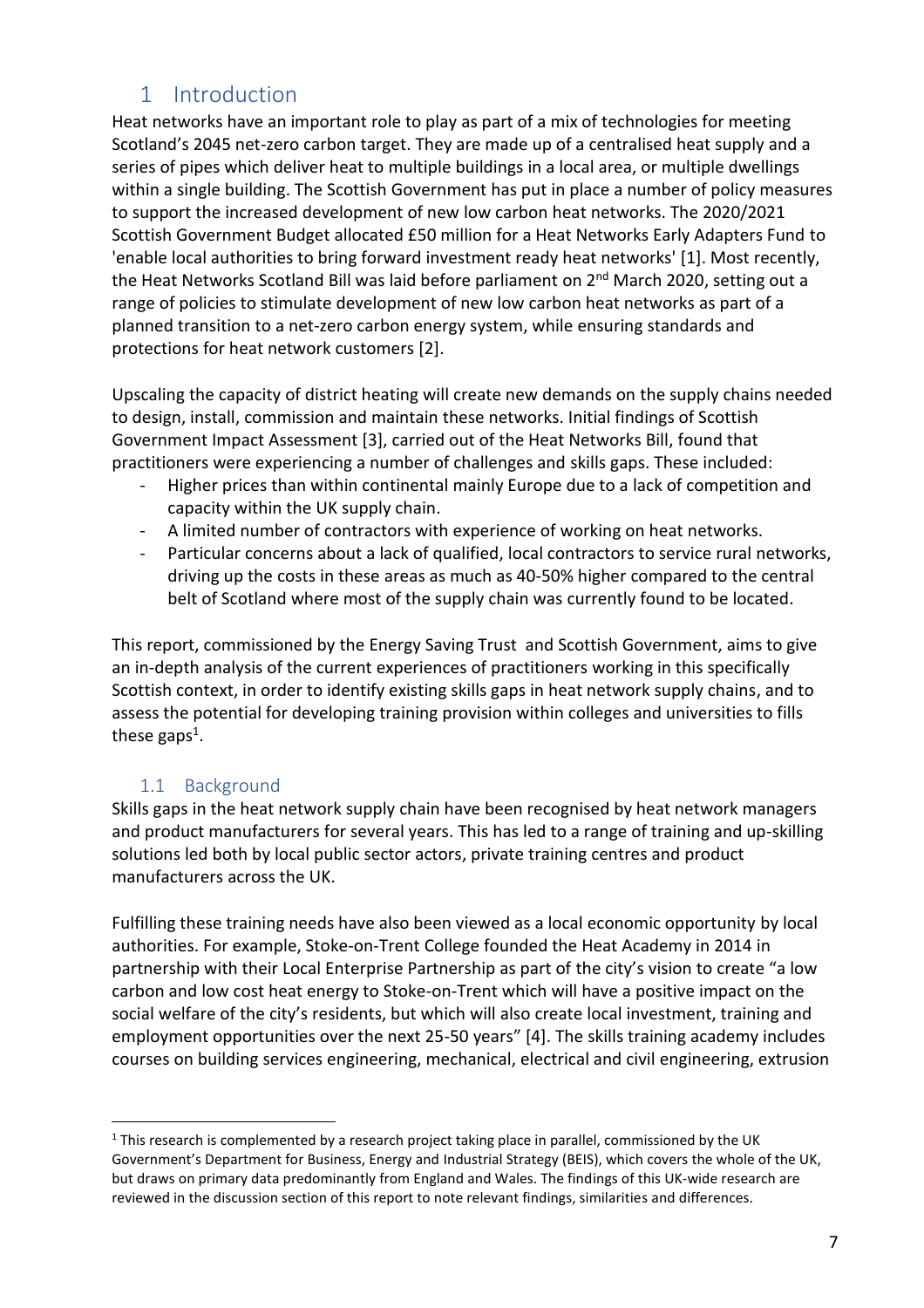# 1 Introduction

Heat networks have an important role to play as part of a mix of technologies for meeting Scotland's 2045 net-zero carbon target. They are made up of a centralised heat supply and a series of pipes which deliver heat to multiple buildings in a local area, or multiple dwellings within a single building. The Scottish Government has put in place a number of policy measures to support the increased development of new low carbon heat networks. The 2020/2021 Scottish Government Budget allocated £50 million for a Heat Networks Early Adapters Fund to 'enable local authorities to bring forward investment ready heat networks' [1]. Most recently, the Heat Networks Scotland Bill was laid before parliament on 2nd March 2020, setting out a range of policies to stimulate development of new low carbon heat networks as part of a planned transition to a net-zero carbon energy system, while ensuring standards and protections for heat network customers [2].

Upscaling the capacity of district heating will create new demands on the supply chains needed to design, install, commission and maintain these networks. Initial findings of Scottish Government Impact Assessment [3], carried out of the Heat Networks Bill, found that practitioners were experiencing a number of challenges and skills gaps. These included:

- Higher prices than within continental mainly Europe due to a lack of competition and capacity within the UK supply chain.
- A limited number of contractors with experience of working on heat networks.
- Particular concerns about a lack of qualified, local contractors to service rural networks, driving up the costs in these areas as much as 40-50% higher compared to the central belt of Scotland where most of the supply chain was currently found to be located.

This report, commissioned by the Energy Saving Trust and Scottish Government, aims to give an in-depth analysis of the current experiences of practitioners working in this specifically Scottish context, in order to identify existing skills gaps in heat network supply chains, and to assess the potential for developing training provision within colleges and universities to fills these gaps[1].

## 1.1 Background

Skills gaps in the heat network supply chain have been recognised by heat network managers and product manufacturers for several years. This has led to a range of training and up-skilling solutions led both by local public sector actors, private training centres and product manufacturers across the UK.

Fulfilling these training needs have also been viewed as a local economic opportunity by local authorities. For example, Stoke-on-Trent College founded the Heat Academy in 2014 in partnership with their Local Enterprise Partnership as part of the city's vision to create "a low carbon and low cost heat energy to Stoke-on-Trent which will have a positive impact on the social welfare of the city's residents, but which will also create local investment, training and employment opportunities over the next 25-50 years" [4]. The skills training academy includes courses on building services engineering, mechanical, electrical and civil engineering, extrusion

[1] This research is complemented by a research project taking place in parallel, commissioned by the UK Government's Department for Business, Energy and Industrial Strategy (BEIS), which covers the whole of the UK, but draws on primary data predominantly from England and Wales. The findings of this UK-wide research are reviewed in the discussion section of this report to note relevant findings, similarities and differences.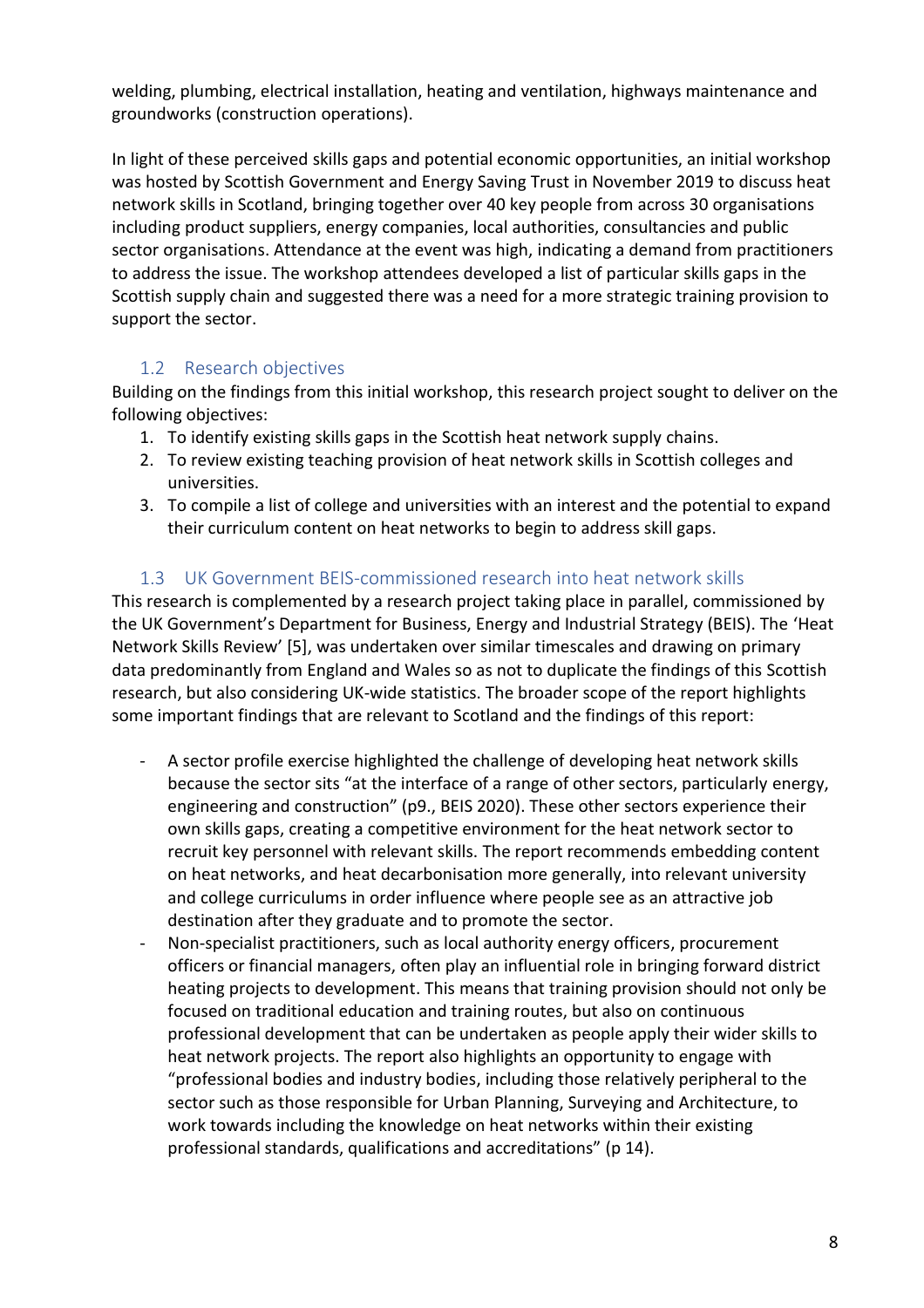welding, plumbing, electrical installation, heating and ventilation, highways maintenance and groundworks (construction operations).

In light of these perceived skills gaps and potential economic opportunities, an initial workshop was hosted by Scottish Government and Energy Saving Trust in November 2019 to discuss heat network skills in Scotland, bringing together over 40 key people from across 30 organisations including product suppliers, energy companies, local authorities, consultancies and public sector organisations. Attendance at the event was high, indicating a demand from practitioners to address the issue. The workshop attendees developed a list of particular skills gaps in the Scottish supply chain and suggested there was a need for a more strategic training provision to support the sector.

### 1.2 Research objectives

Building on the findings from this initial workshop, this research project sought to deliver on the following objectives:

1. To identify existing skills gaps in the Scottish heat network supply chains.
2. To review existing teaching provision of heat network skills in Scottish colleges and universities.
3. To compile a list of college and universities with an interest and the potential to expand their curriculum content on heat networks to begin to address skill gaps.

### 1.3 UK Government BEIS-commissioned research into heat network skills

This research is complemented by a research project taking place in parallel, commissioned by the UK Government's Department for Business, Energy and Industrial Strategy (BEIS). The 'Heat Network Skills Review' [5], was undertaken over similar timescales and drawing on primary data predominantly from England and Wales so as not to duplicate the findings of this Scottish research, but also considering UK-wide statistics. The broader scope of the report highlights some important findings that are relevant to Scotland and the findings of this report:

- A sector profile exercise highlighted the challenge of developing heat network skills because the sector sits "at the interface of a range of other sectors, particularly energy, engineering and construction" (p9., BEIS 2020). These other sectors experience their own skills gaps, creating a competitive environment for the heat network sector to recruit key personnel with relevant skills. The report recommends embedding content on heat networks, and heat decarbonisation more generally, into relevant university and college curriculums in order influence where people see as an attractive job destination after they graduate and to promote the sector.
- Non-specialist practitioners, such as local authority energy officers, procurement officers or financial managers, often play an influential role in bringing forward district heating projects to development. This means that training provision should not only be focused on traditional education and training routes, but also on continuous professional development that can be undertaken as people apply their wider skills to heat network projects. The report also highlights an opportunity to engage with "professional bodies and industry bodies, including those relatively peripheral to the sector such as those responsible for Urban Planning, Surveying and Architecture, to work towards including the knowledge on heat networks within their existing professional standards, qualifications and accreditations" (p 14).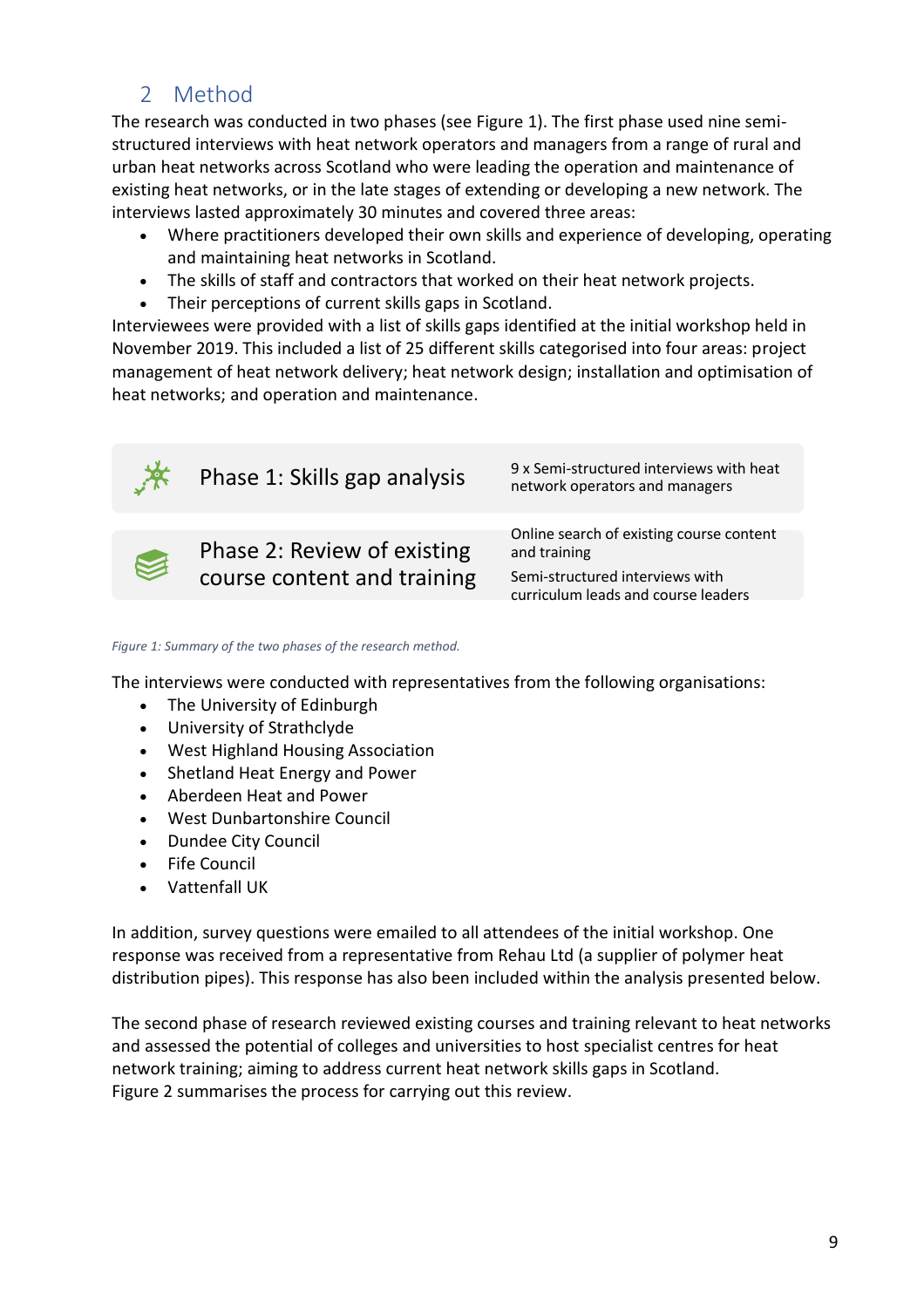## 2 Method

The research was conducted in two phases (see Figure 1). The first phase used nine semi-structured interviews with heat network operators and managers from a range of rural and urban heat networks across Scotland who were leading the operation and maintenance of existing heat networks, or in the late stages of extending or developing a new network. The interviews lasted approximately 30 minutes and covered three areas:

- Where practitioners developed their own skills and experience of developing, operating and maintaining heat networks in Scotland.
- The skills of staff and contractors that worked on their heat network projects.
- Their perceptions of current skills gaps in Scotland.

Interviewees were provided with a list of skills gaps identified at the initial workshop held in November 2019. This included a list of 25 different skills categorised into four areas: project management of heat network delivery; heat network design; installation and optimisation of heat networks; and operation and maintenance.

| Phase | Activities |
| --- | --- |
| Phase 1: Skills gap analysis | 9 x Semi-structured interviews with heat network operators and managers |
| Phase 2: Review of existing course content and training | Online search of existing course content and training<br>Semi-structured interviews with curriculum leads and course leaders |

*Figure 1: Summary of the two phases of the research method.*

The interviews were conducted with representatives from the following organisations:

- The University of Edinburgh
- University of Strathclyde
- West Highland Housing Association
- Shetland Heat Energy and Power
- Aberdeen Heat and Power
- West Dunbartonshire Council
- Dundee City Council
- Fife Council
- Vattenfall UK

In addition, survey questions were emailed to all attendees of the initial workshop. One response was received from a representative from Rehau Ltd (a supplier of polymer heat distribution pipes). This response has also been included within the analysis presented below.

The second phase of research reviewed existing courses and training relevant to heat networks and assessed the potential of colleges and universities to host specialist centres for heat network training; aiming to address current heat network skills gaps in Scotland. Figure 2 summarises the process for carrying out this review.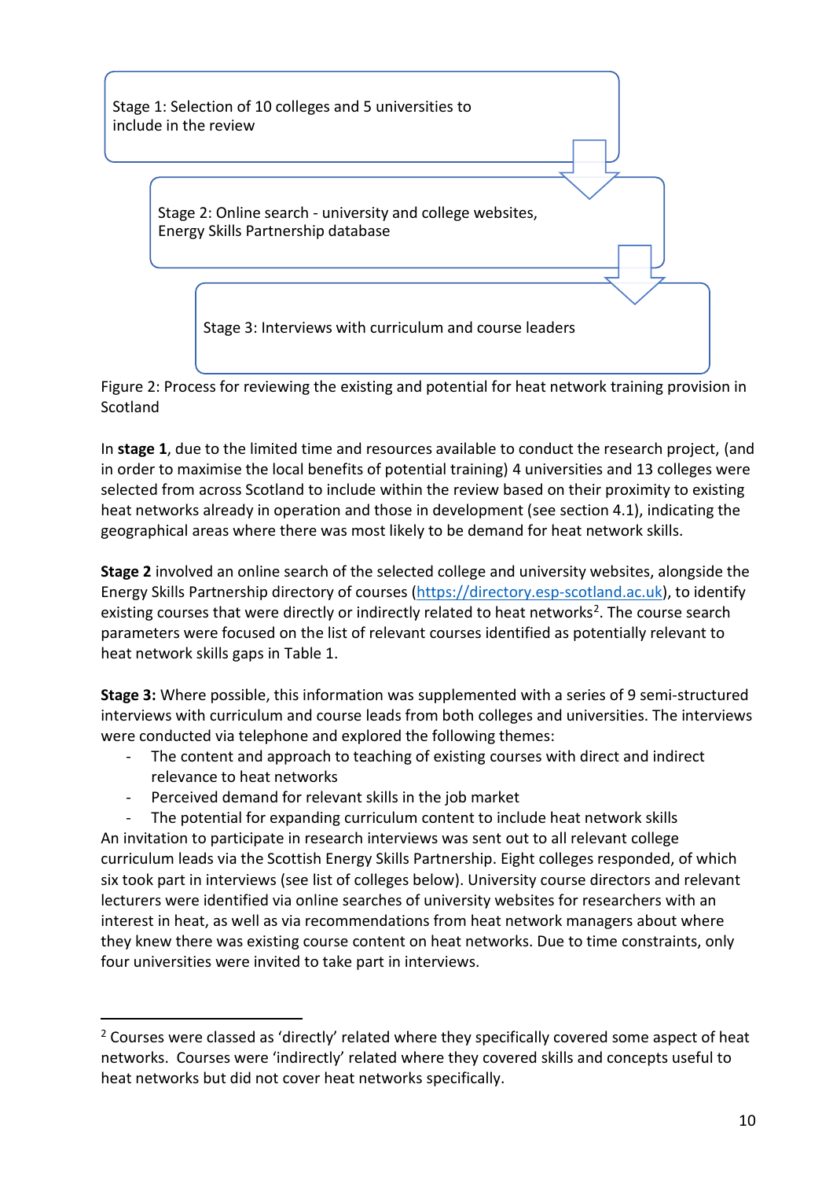Stage 1: Selection of 10 colleges and 5 universities to include in the review

Stage 2: Online search - university and college websites, Energy Skills Partnership database

Stage 3: Interviews with curriculum and course leaders

Figure 2: Process for reviewing the existing and potential for heat network training provision in Scotland

In **stage 1**, due to the limited time and resources available to conduct the research project, (and in order to maximise the local benefits of potential training) 4 universities and 13 colleges were selected from across Scotland to include within the review based on their proximity to existing heat networks already in operation and those in development (see section 4.1), indicating the geographical areas where there was most likely to be demand for heat network skills.

**Stage 2** involved an online search of the selected college and university websites, alongside the Energy Skills Partnership directory of courses (https://directory.esp-scotland.ac.uk), to identify existing courses that were directly or indirectly related to heat networks[2]. The course search parameters were focused on the list of relevant courses identified as potentially relevant to heat network skills gaps in Table 1.

**Stage 3:** Where possible, this information was supplemented with a series of 9 semi-structured interviews with curriculum and course leads from both colleges and universities. The interviews were conducted via telephone and explored the following themes:

- The content and approach to teaching of existing courses with direct and indirect relevance to heat networks
- Perceived demand for relevant skills in the job market
- The potential for expanding curriculum content to include heat network skills

An invitation to participate in research interviews was sent out to all relevant college curriculum leads via the Scottish Energy Skills Partnership. Eight colleges responded, of which six took part in interviews (see list of colleges below). University course directors and relevant lecturers were identified via online searches of university websites for researchers with an interest in heat, as well as via recommendations from heat network managers about where they knew there was existing course content on heat networks. Due to time constraints, only four universities were invited to take part in interviews.

[2] Courses were classed as 'directly' related where they specifically covered some aspect of heat networks. Courses were 'indirectly' related where they covered skills and concepts useful to heat networks but did not cover heat networks specifically.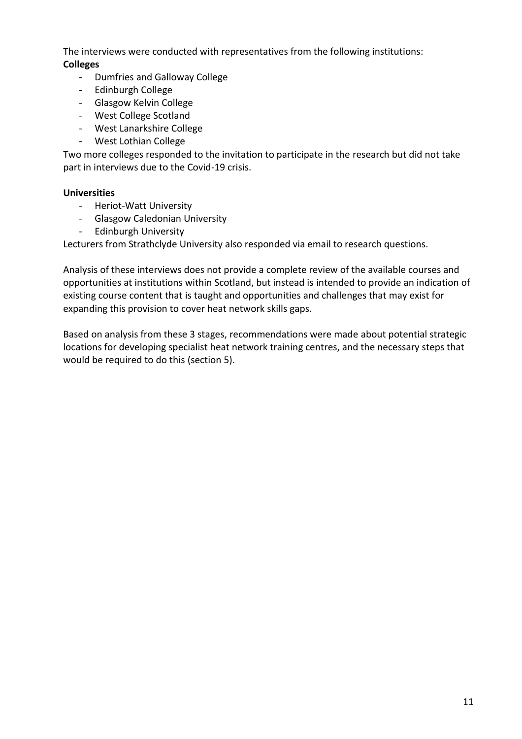The interviews were conducted with representatives from the following institutions:

**Colleges**

- Dumfries and Galloway College
- Edinburgh College
- Glasgow Kelvin College
- West College Scotland
- West Lanarkshire College
- West Lothian College

Two more colleges responded to the invitation to participate in the research but did not take part in interviews due to the Covid-19 crisis.

**Universities**

- Heriot-Watt University
- Glasgow Caledonian University
- Edinburgh University

Lecturers from Strathclyde University also responded via email to research questions.

Analysis of these interviews does not provide a complete review of the available courses and opportunities at institutions within Scotland, but instead is intended to provide an indication of existing course content that is taught and opportunities and challenges that may exist for expanding this provision to cover heat network skills gaps.

Based on analysis from these 3 stages, recommendations were made about potential strategic locations for developing specialist heat network training centres, and the necessary steps that would be required to do this (section 5).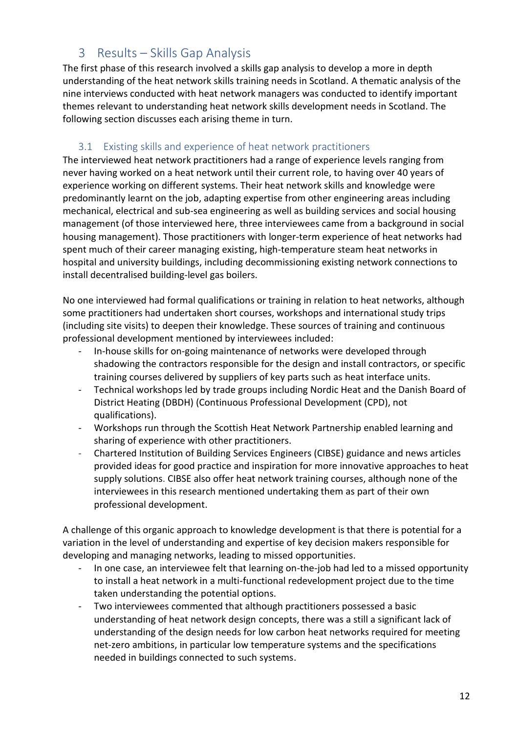# 3 Results – Skills Gap Analysis

The first phase of this research involved a skills gap analysis to develop a more in depth understanding of the heat network skills training needs in Scotland. A thematic analysis of the nine interviews conducted with heat network managers was conducted to identify important themes relevant to understanding heat network skills development needs in Scotland. The following section discusses each arising theme in turn.

## 3.1 Existing skills and experience of heat network practitioners

The interviewed heat network practitioners had a range of experience levels ranging from never having worked on a heat network until their current role, to having over 40 years of experience working on different systems. Their heat network skills and knowledge were predominantly learnt on the job, adapting expertise from other engineering areas including mechanical, electrical and sub-sea engineering as well as building services and social housing management (of those interviewed here, three interviewees came from a background in social housing management). Those practitioners with longer-term experience of heat networks had spent much of their career managing existing, high-temperature steam heat networks in hospital and university buildings, including decommissioning existing network connections to install decentralised building-level gas boilers.

No one interviewed had formal qualifications or training in relation to heat networks, although some practitioners had undertaken short courses, workshops and international study trips (including site visits) to deepen their knowledge. These sources of training and continuous professional development mentioned by interviewees included:

- In-house skills for on-going maintenance of networks were developed through shadowing the contractors responsible for the design and install contractors, or specific training courses delivered by suppliers of key parts such as heat interface units.
- Technical workshops led by trade groups including Nordic Heat and the Danish Board of District Heating (DBDH) (Continuous Professional Development (CPD), not qualifications).
- Workshops run through the Scottish Heat Network Partnership enabled learning and sharing of experience with other practitioners.
- Chartered Institution of Building Services Engineers (CIBSE) guidance and news articles provided ideas for good practice and inspiration for more innovative approaches to heat supply solutions. CIBSE also offer heat network training courses, although none of the interviewees in this research mentioned undertaking them as part of their own professional development.

A challenge of this organic approach to knowledge development is that there is potential for a variation in the level of understanding and expertise of key decision makers responsible for developing and managing networks, leading to missed opportunities.

- In one case, an interviewee felt that learning on-the-job had led to a missed opportunity to install a heat network in a multi-functional redevelopment project due to the time taken understanding the potential options.
- Two interviewees commented that although practitioners possessed a basic understanding of heat network design concepts, there was a still a significant lack of understanding of the design needs for low carbon heat networks required for meeting net-zero ambitions, in particular low temperature systems and the specifications needed in buildings connected to such systems.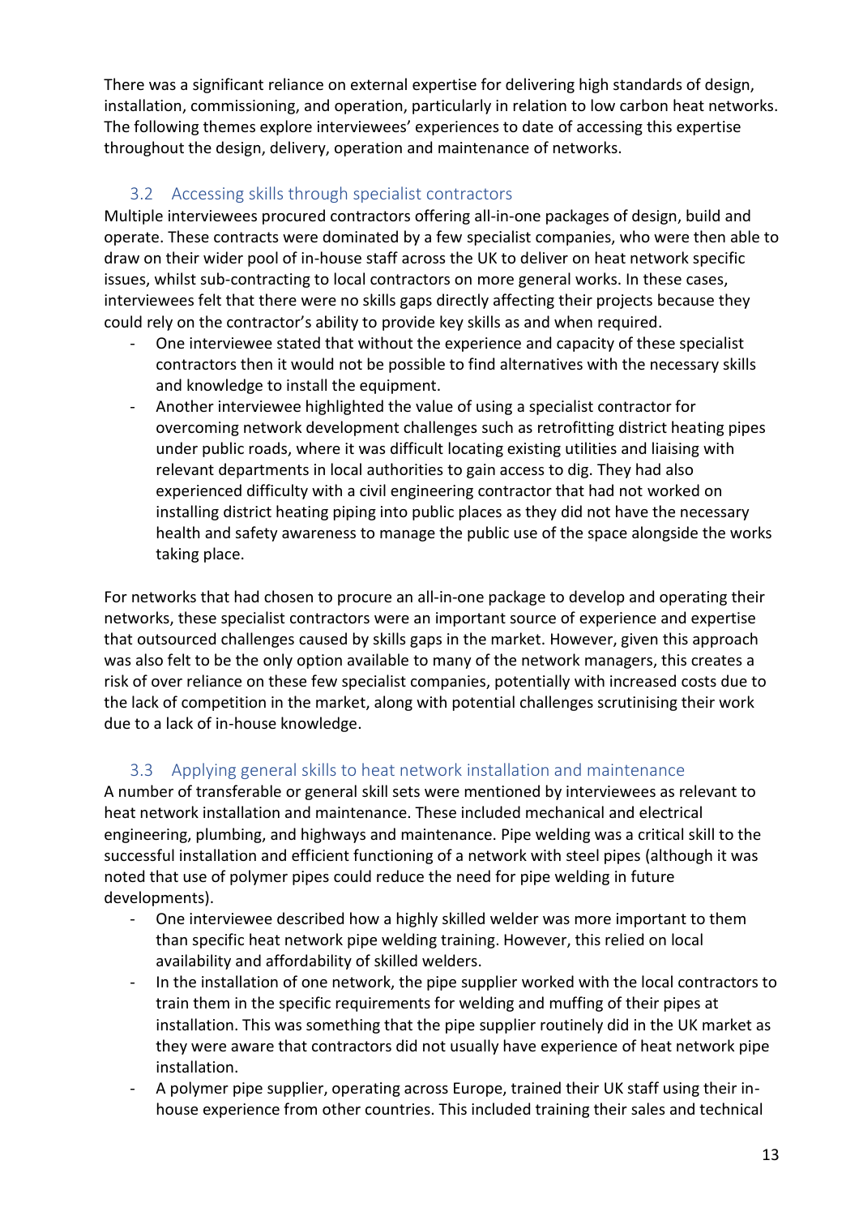There was a significant reliance on external expertise for delivering high standards of design, installation, commissioning, and operation, particularly in relation to low carbon heat networks. The following themes explore interviewees' experiences to date of accessing this expertise throughout the design, delivery, operation and maintenance of networks.

## 3.2 Accessing skills through specialist contractors

Multiple interviewees procured contractors offering all-in-one packages of design, build and operate. These contracts were dominated by a few specialist companies, who were then able to draw on their wider pool of in-house staff across the UK to deliver on heat network specific issues, whilst sub-contracting to local contractors on more general works. In these cases, interviewees felt that there were no skills gaps directly affecting their projects because they could rely on the contractor's ability to provide key skills as and when required.

- One interviewee stated that without the experience and capacity of these specialist contractors then it would not be possible to find alternatives with the necessary skills and knowledge to install the equipment.
- Another interviewee highlighted the value of using a specialist contractor for overcoming network development challenges such as retrofitting district heating pipes under public roads, where it was difficult locating existing utilities and liaising with relevant departments in local authorities to gain access to dig. They had also experienced difficulty with a civil engineering contractor that had not worked on installing district heating piping into public places as they did not have the necessary health and safety awareness to manage the public use of the space alongside the works taking place.

For networks that had chosen to procure an all-in-one package to develop and operating their networks, these specialist contractors were an important source of experience and expertise that outsourced challenges caused by skills gaps in the market. However, given this approach was also felt to be the only option available to many of the network managers, this creates a risk of over reliance on these few specialist companies, potentially with increased costs due to the lack of competition in the market, along with potential challenges scrutinising their work due to a lack of in-house knowledge.

## 3.3 Applying general skills to heat network installation and maintenance

A number of transferable or general skill sets were mentioned by interviewees as relevant to heat network installation and maintenance. These included mechanical and electrical engineering, plumbing, and highways and maintenance. Pipe welding was a critical skill to the successful installation and efficient functioning of a network with steel pipes (although it was noted that use of polymer pipes could reduce the need for pipe welding in future developments).

- One interviewee described how a highly skilled welder was more important to them than specific heat network pipe welding training. However, this relied on local availability and affordability of skilled welders.
- In the installation of one network, the pipe supplier worked with the local contractors to train them in the specific requirements for welding and muffing of their pipes at installation. This was something that the pipe supplier routinely did in the UK market as they were aware that contractors did not usually have experience of heat network pipe installation.
- A polymer pipe supplier, operating across Europe, trained their UK staff using their in-house experience from other countries. This included training their sales and technical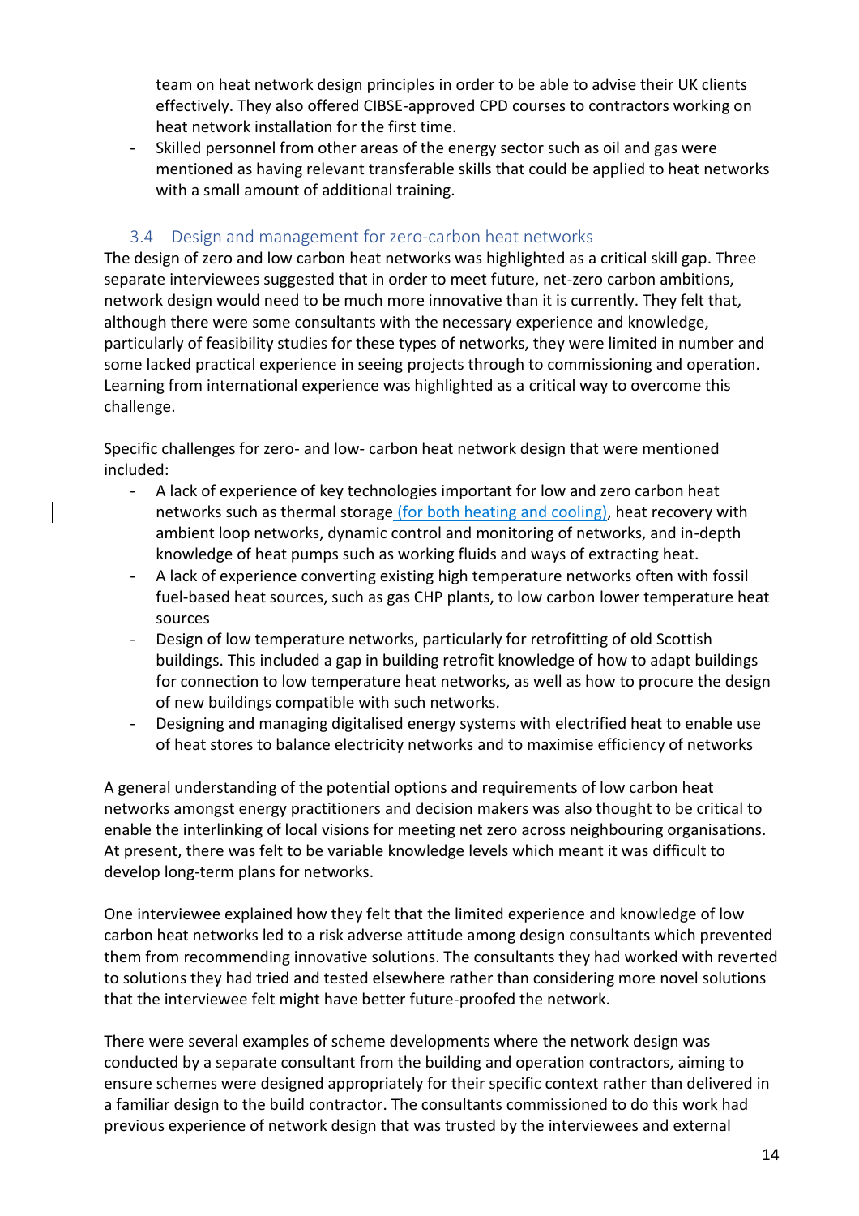team on heat network design principles in order to be able to advise their UK clients effectively. They also offered CIBSE-approved CPD courses to contractors working on heat network installation for the first time.

- Skilled personnel from other areas of the energy sector such as oil and gas were mentioned as having relevant transferable skills that could be applied to heat networks with a small amount of additional training.

### 3.4 Design and management for zero-carbon heat networks

The design of zero and low carbon heat networks was highlighted as a critical skill gap. Three separate interviewees suggested that in order to meet future, net-zero carbon ambitions, network design would need to be much more innovative than it is currently. They felt that, although there were some consultants with the necessary experience and knowledge, particularly of feasibility studies for these types of networks, they were limited in number and some lacked practical experience in seeing projects through to commissioning and operation. Learning from international experience was highlighted as a critical way to overcome this challenge.

Specific challenges for zero- and low- carbon heat network design that were mentioned included:

- A lack of experience of key technologies important for low and zero carbon heat networks such as thermal storage (for both heating and cooling), heat recovery with ambient loop networks, dynamic control and monitoring of networks, and in-depth knowledge of heat pumps such as working fluids and ways of extracting heat.
- A lack of experience converting existing high temperature networks often with fossil fuel-based heat sources, such as gas CHP plants, to low carbon lower temperature heat sources
- Design of low temperature networks, particularly for retrofitting of old Scottish buildings. This included a gap in building retrofit knowledge of how to adapt buildings for connection to low temperature heat networks, as well as how to procure the design of new buildings compatible with such networks.
- Designing and managing digitalised energy systems with electrified heat to enable use of heat stores to balance electricity networks and to maximise efficiency of networks

A general understanding of the potential options and requirements of low carbon heat networks amongst energy practitioners and decision makers was also thought to be critical to enable the interlinking of local visions for meeting net zero across neighbouring organisations. At present, there was felt to be variable knowledge levels which meant it was difficult to develop long-term plans for networks.

One interviewee explained how they felt that the limited experience and knowledge of low carbon heat networks led to a risk adverse attitude among design consultants which prevented them from recommending innovative solutions. The consultants they had worked with reverted to solutions they had tried and tested elsewhere rather than considering more novel solutions that the interviewee felt might have better future-proofed the network.

There were several examples of scheme developments where the network design was conducted by a separate consultant from the building and operation contractors, aiming to ensure schemes were designed appropriately for their specific context rather than delivered in a familiar design to the build contractor. The consultants commissioned to do this work had previous experience of network design that was trusted by the interviewees and external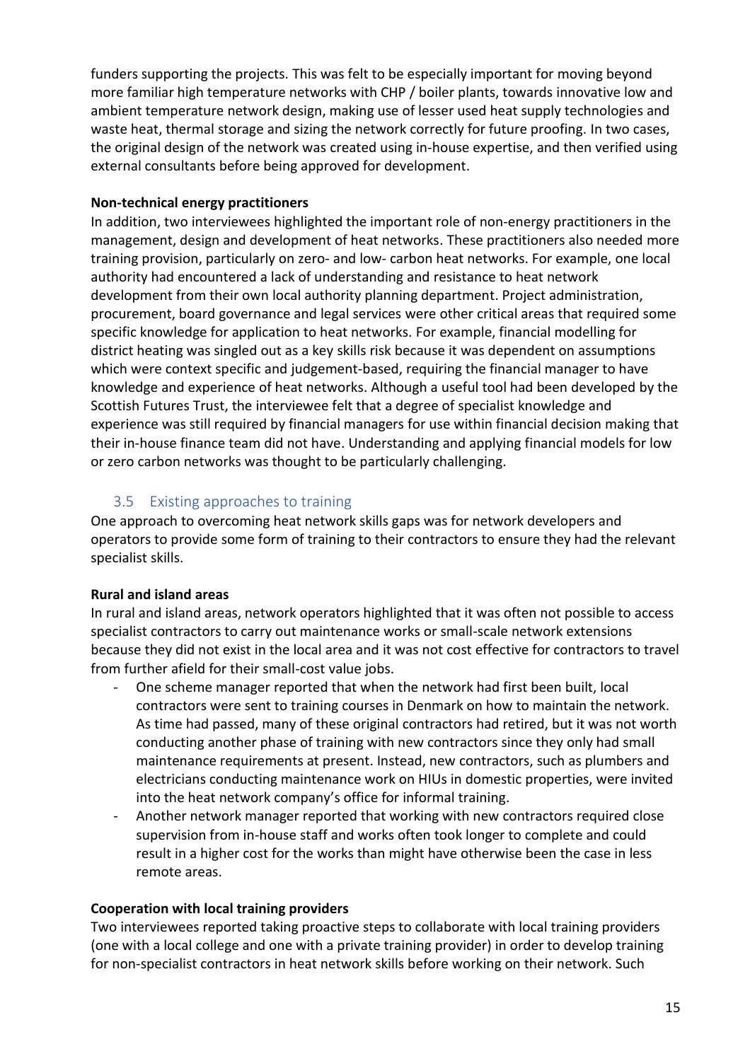funders supporting the projects. This was felt to be especially important for moving beyond more familiar high temperature networks with CHP / boiler plants, towards innovative low and ambient temperature network design, making use of lesser used heat supply technologies and waste heat, thermal storage and sizing the network correctly for future proofing. In two cases, the original design of the network was created using in-house expertise, and then verified using external consultants before being approved for development.

**Non-technical energy practitioners**

In addition, two interviewees highlighted the important role of non-energy practitioners in the management, design and development of heat networks. These practitioners also needed more training provision, particularly on zero- and low- carbon heat networks. For example, one local authority had encountered a lack of understanding and resistance to heat network development from their own local authority planning department. Project administration, procurement, board governance and legal services were other critical areas that required some specific knowledge for application to heat networks. For example, financial modelling for district heating was singled out as a key skills risk because it was dependent on assumptions which were context specific and judgement-based, requiring the financial manager to have knowledge and experience of heat networks. Although a useful tool had been developed by the Scottish Futures Trust, the interviewee felt that a degree of specialist knowledge and experience was still required by financial managers for use within financial decision making that their in-house finance team did not have. Understanding and applying financial models for low or zero carbon networks was thought to be particularly challenging.

## 3.5 Existing approaches to training

One approach to overcoming heat network skills gaps was for network developers and operators to provide some form of training to their contractors to ensure they had the relevant specialist skills.

**Rural and island areas**

In rural and island areas, network operators highlighted that it was often not possible to access specialist contractors to carry out maintenance works or small-scale network extensions because they did not exist in the local area and it was not cost effective for contractors to travel from further afield for their small-cost value jobs.

- One scheme manager reported that when the network had first been built, local contractors were sent to training courses in Denmark on how to maintain the network. As time had passed, many of these original contractors had retired, but it was not worth conducting another phase of training with new contractors since they only had small maintenance requirements at present. Instead, new contractors, such as plumbers and electricians conducting maintenance work on HIUs in domestic properties, were invited into the heat network company's office for informal training.
- Another network manager reported that working with new contractors required close supervision from in-house staff and works often took longer to complete and could result in a higher cost for the works than might have otherwise been the case in less remote areas.

**Cooperation with local training providers**

Two interviewees reported taking proactive steps to collaborate with local training providers (one with a local college and one with a private training provider) in order to develop training for non-specialist contractors in heat network skills before working on their network. Such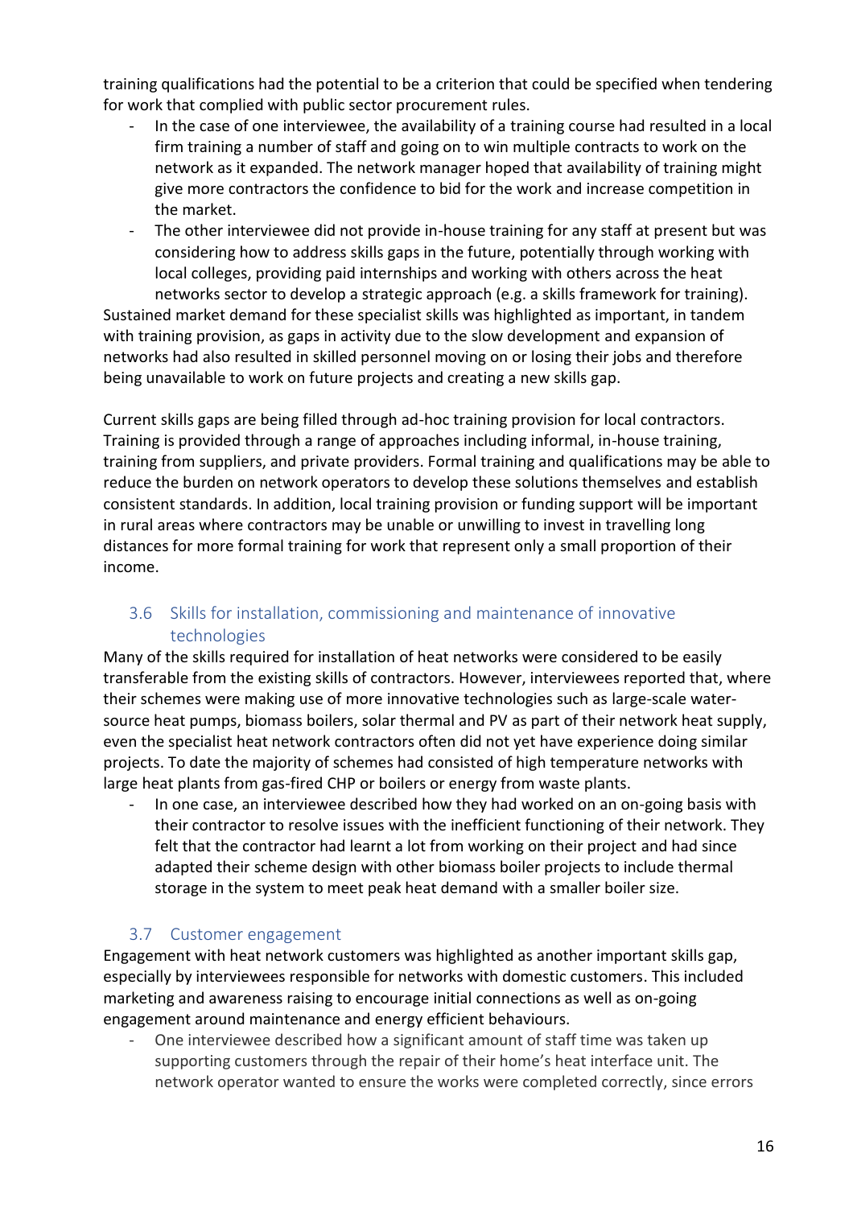training qualifications had the potential to be a criterion that could be specified when tendering for work that complied with public sector procurement rules.

- In the case of one interviewee, the availability of a training course had resulted in a local firm training a number of staff and going on to win multiple contracts to work on the network as it expanded. The network manager hoped that availability of training might give more contractors the confidence to bid for the work and increase competition in the market.
- The other interviewee did not provide in-house training for any staff at present but was considering how to address skills gaps in the future, potentially through working with local colleges, providing paid internships and working with others across the heat networks sector to develop a strategic approach (e.g. a skills framework for training).

Sustained market demand for these specialist skills was highlighted as important, in tandem with training provision, as gaps in activity due to the slow development and expansion of networks had also resulted in skilled personnel moving on or losing their jobs and therefore being unavailable to work on future projects and creating a new skills gap.

Current skills gaps are being filled through ad-hoc training provision for local contractors. Training is provided through a range of approaches including informal, in-house training, training from suppliers, and private providers. Formal training and qualifications may be able to reduce the burden on network operators to develop these solutions themselves and establish consistent standards. In addition, local training provision or funding support will be important in rural areas where contractors may be unable or unwilling to invest in travelling long distances for more formal training for work that represent only a small proportion of their income.

## 3.6 Skills for installation, commissioning and maintenance of innovative technologies

Many of the skills required for installation of heat networks were considered to be easily transferable from the existing skills of contractors. However, interviewees reported that, where their schemes were making use of more innovative technologies such as large-scale water-source heat pumps, biomass boilers, solar thermal and PV as part of their network heat supply, even the specialist heat network contractors often did not yet have experience doing similar projects. To date the majority of schemes had consisted of high temperature networks with large heat plants from gas-fired CHP or boilers or energy from waste plants.

- In one case, an interviewee described how they had worked on an on-going basis with their contractor to resolve issues with the inefficient functioning of their network. They felt that the contractor had learnt a lot from working on their project and had since adapted their scheme design with other biomass boiler projects to include thermal storage in the system to meet peak heat demand with a smaller boiler size.

## 3.7 Customer engagement

Engagement with heat network customers was highlighted as another important skills gap, especially by interviewees responsible for networks with domestic customers. This included marketing and awareness raising to encourage initial connections as well as on-going engagement around maintenance and energy efficient behaviours.

- One interviewee described how a significant amount of staff time was taken up supporting customers through the repair of their home's heat interface unit. The network operator wanted to ensure the works were completed correctly, since errors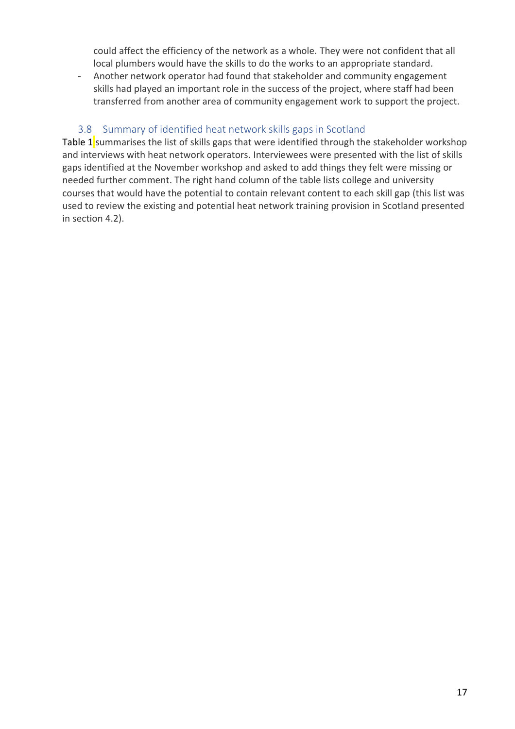could affect the efficiency of the network as a whole. They were not confident that all local plumbers would have the skills to do the works to an appropriate standard.

- Another network operator had found that stakeholder and community engagement skills had played an important role in the success of the project, where staff had been transferred from another area of community engagement work to support the project.

### 3.8 Summary of identified heat network skills gaps in Scotland

Table 1 summarises the list of skills gaps that were identified through the stakeholder workshop and interviews with heat network operators. Interviewees were presented with the list of skills gaps identified at the November workshop and asked to add things they felt were missing or needed further comment. The right hand column of the table lists college and university courses that would have the potential to contain relevant content to each skill gap (this list was used to review the existing and potential heat network training provision in Scotland presented in section 4.2).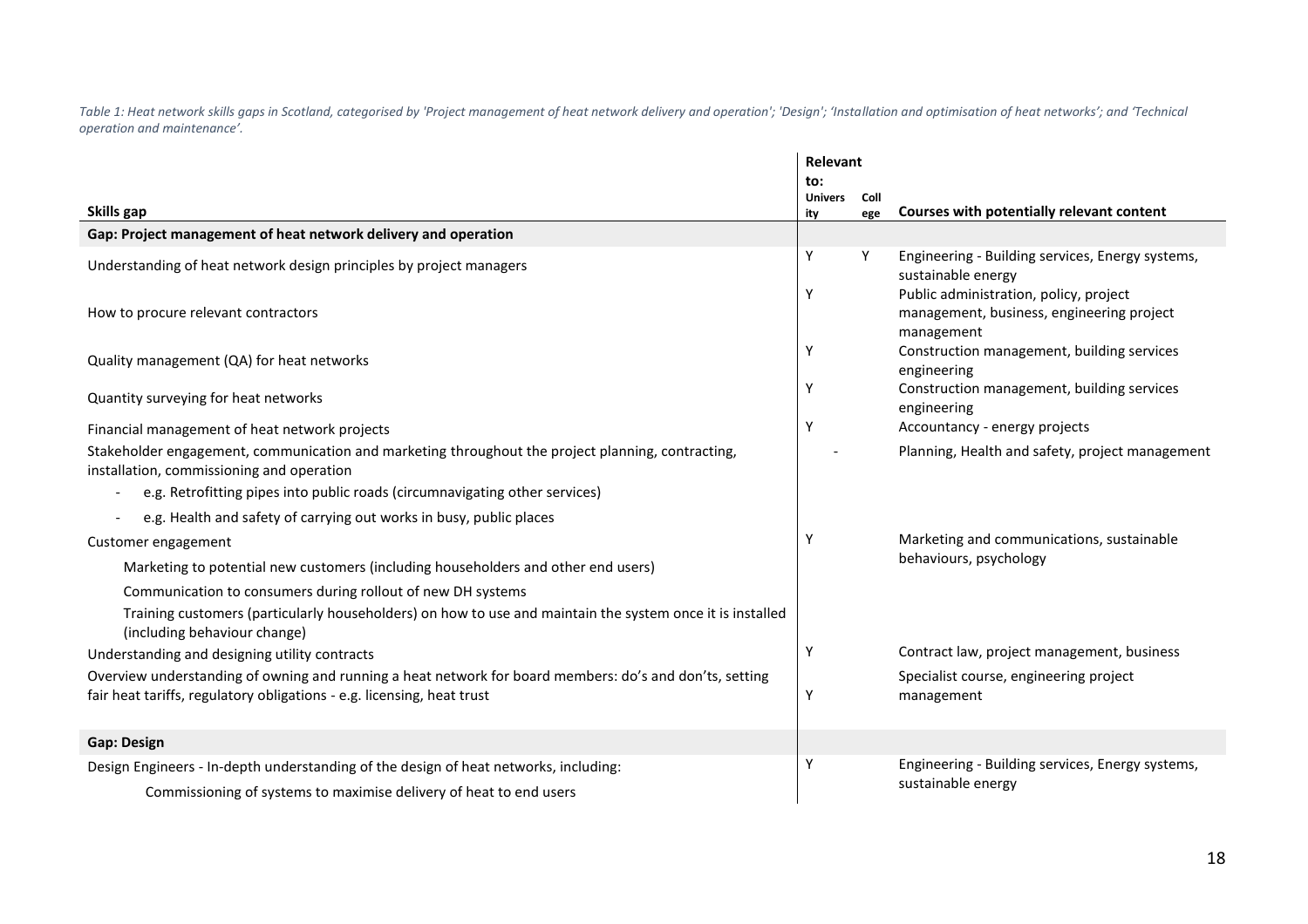*Table 1: Heat network skills gaps in Scotland, categorised by 'Project management of heat network delivery and operation'; 'Design'; 'Installation and optimisation of heat networks'; and 'Technical operation and maintenance'.*

| Skills gap | Relevant to: University | Relevant to: College | Courses with potentially relevant content |
|---|---|---|---|
| **Gap: Project management of heat network delivery and operation** | | | |
| Understanding of heat network design principles by project managers | Y | Y | Engineering - Building services, Energy systems, sustainable energy |
| How to procure relevant contractors | Y | | Public administration, policy, project management, business, engineering project management |
| Quality management (QA) for heat networks | Y | | Construction management, building services engineering |
| Quantity surveying for heat networks | Y | | Construction management, building services engineering |
| Financial management of heat network projects | Y | | Accountancy - energy projects |
| Stakeholder engagement, communication and marketing throughout the project planning, contracting, installation, commissioning and operation<br>- e.g. Retrofitting pipes into public roads (circumnavigating other services)<br>- e.g. Health and safety of carrying out works in busy, public places | - | | Planning, Health and safety, project management |
| Customer engagement<br>Marketing to potential new customers (including householders and other end users)<br>Communication to consumers during rollout of new DH systems<br>Training customers (particularly householders) on how to use and maintain the system once it is installed (including behaviour change) | Y | | Marketing and communications, sustainable behaviours, psychology |
| Understanding and designing utility contracts | Y | | Contract law, project management, business |
| Overview understanding of owning and running a heat network for board members: do's and don'ts, setting fair heat tariffs, regulatory obligations - e.g. licensing, heat trust | Y | | Specialist course, engineering project management |
| **Gap: Design** | | | |
| Design Engineers - In-depth understanding of the design of heat networks, including:<br>Commissioning of systems to maximise delivery of heat to end users | Y | | Engineering - Building services, Energy systems, sustainable energy |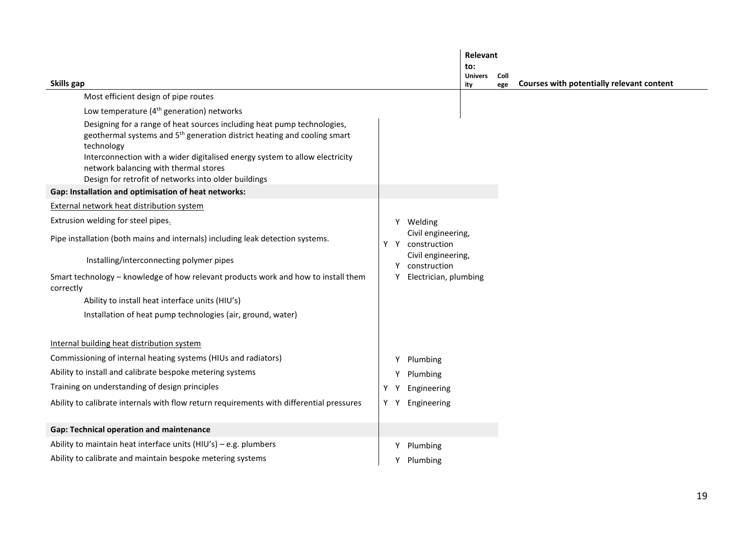| Skills gap | Relevant to: University | College | Courses with potentially relevant content |
|---|---|---|---|
| Most efficient design of pipe routes | | | |
| Low temperature (4th generation) networks | | | |
| Designing for a range of heat sources including heat pump technologies, geothermal systems and 5th generation district heating and cooling smart technology | | | |
| Interconnection with a wider digitalised energy system to allow electricity network balancing with thermal stores | | | |
| Design for retrofit of networks into older buildings | | | |
| **Gap: Installation and optimisation of heat networks:** | | | |
| External network heat distribution system | | | |
| Extrusion welding for steel pipes. | | Y | Welding |
| Pipe installation (both mains and internals) including leak detection systems. | Y | Y | Civil engineering, construction |
| Installing/interconnecting polymer pipes | | Y | Civil engineering, construction |
| Smart technology – knowledge of how relevant products work and how to install them correctly | | Y | Electrician, plumbing |
| Ability to install heat interface units (HIU's) | | | |
| Installation of heat pump technologies (air, ground, water) | | | |
| Internal building heat distribution system | | | |
| Commissioning of internal heating systems (HIUs and radiators) | | Y | Plumbing |
| Ability to install and calibrate bespoke metering systems | | Y | Plumbing |
| Training on understanding of design principles | Y | Y | Engineering |
| Ability to calibrate internals with flow return requirements with differential pressures | Y | Y | Engineering |
| **Gap: Technical operation and maintenance** | | | |
| Ability to maintain heat interface units (HIU's) – e.g. plumbers | | Y | Plumbing |
| Ability to calibrate and maintain bespoke metering systems | | Y | Plumbing |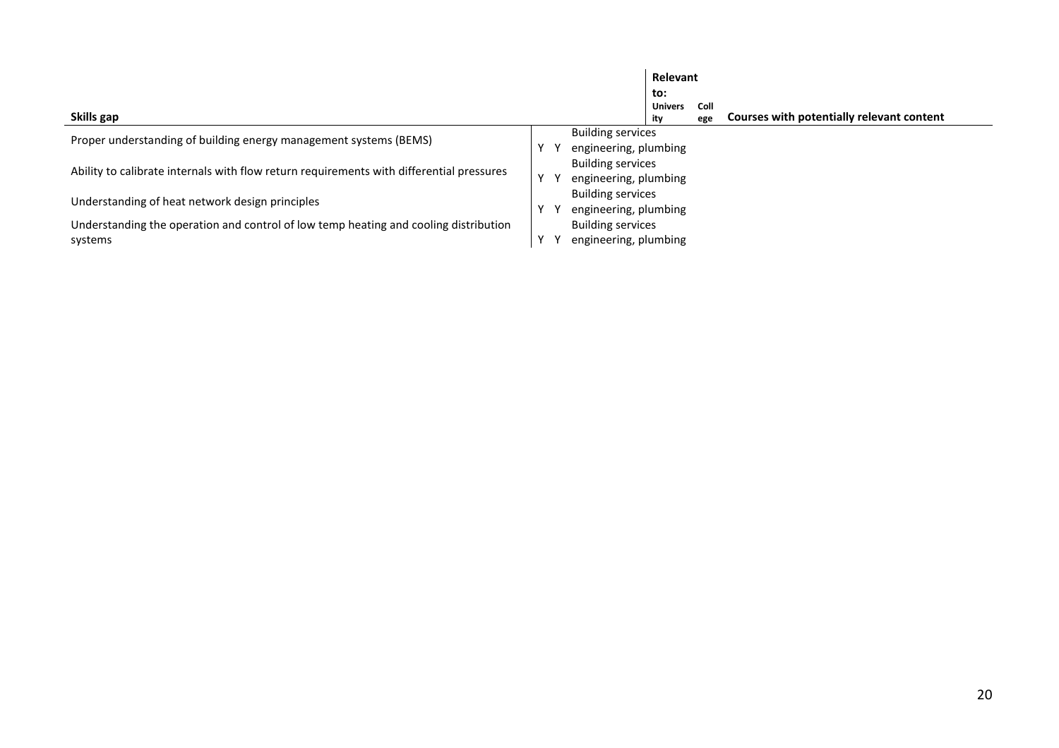| Skills gap | Relevant to: University | College | Courses with potentially relevant content |
|---|---|---|---|
| Proper understanding of building energy management systems (BEMS) | Y | Y | Building services engineering, plumbing |
| Ability to calibrate internals with flow return requirements with differential pressures | Y | Y | Building services engineering, plumbing |
| Understanding of heat network design principles | Y | Y | Building services engineering, plumbing |
| Understanding the operation and control of low temp heating and cooling distribution systems | Y | Y | Building services engineering, plumbing |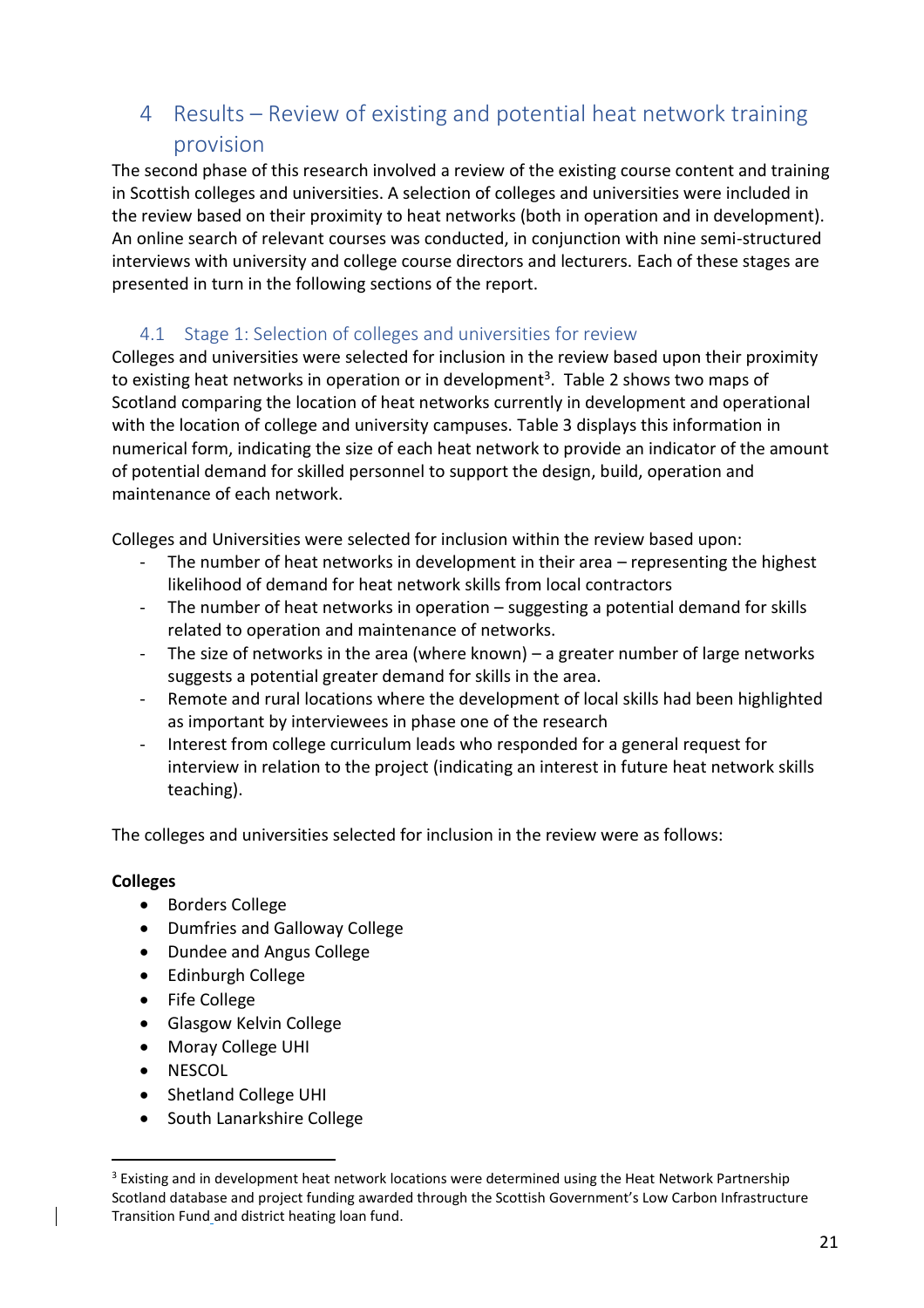# 4 Results – Review of existing and potential heat network training provision

The second phase of this research involved a review of the existing course content and training in Scottish colleges and universities. A selection of colleges and universities were included in the review based on their proximity to heat networks (both in operation and in development). An online search of relevant courses was conducted, in conjunction with nine semi-structured interviews with university and college course directors and lecturers. Each of these stages are presented in turn in the following sections of the report.

## 4.1 Stage 1: Selection of colleges and universities for review

Colleges and universities were selected for inclusion in the review based upon their proximity to existing heat networks in operation or in development[3]. Table 2 shows two maps of Scotland comparing the location of heat networks currently in development and operational with the location of college and university campuses. Table 3 displays this information in numerical form, indicating the size of each heat network to provide an indicator of the amount of potential demand for skilled personnel to support the design, build, operation and maintenance of each network.

Colleges and Universities were selected for inclusion within the review based upon:

- The number of heat networks in development in their area – representing the highest likelihood of demand for heat network skills from local contractors
- The number of heat networks in operation – suggesting a potential demand for skills related to operation and maintenance of networks.
- The size of networks in the area (where known) – a greater number of large networks suggests a potential greater demand for skills in the area.
- Remote and rural locations where the development of local skills had been highlighted as important by interviewees in phase one of the research
- Interest from college curriculum leads who responded for a general request for interview in relation to the project (indicating an interest in future heat network skills teaching).

The colleges and universities selected for inclusion in the review were as follows:

**Colleges**

- Borders College
- Dumfries and Galloway College
- Dundee and Angus College
- Edinburgh College
- Fife College
- Glasgow Kelvin College
- Moray College UHI
- NESCOL
- Shetland College UHI
- South Lanarkshire College

[3] Existing and in development heat network locations were determined using the Heat Network Partnership Scotland database and project funding awarded through the Scottish Government's Low Carbon Infrastructure Transition Fund and district heating loan fund.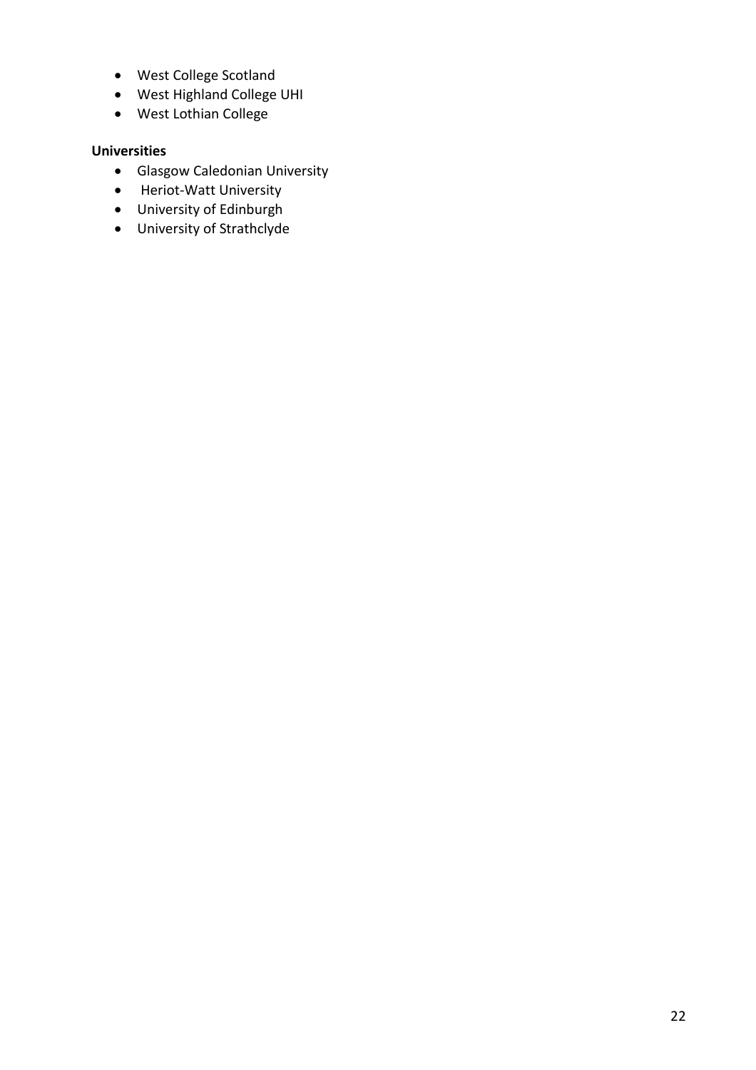- West College Scotland
- West Highland College UHI
- West Lothian College

**Universities**

- Glasgow Caledonian University
- Heriot-Watt University
- University of Edinburgh
- University of Strathclyde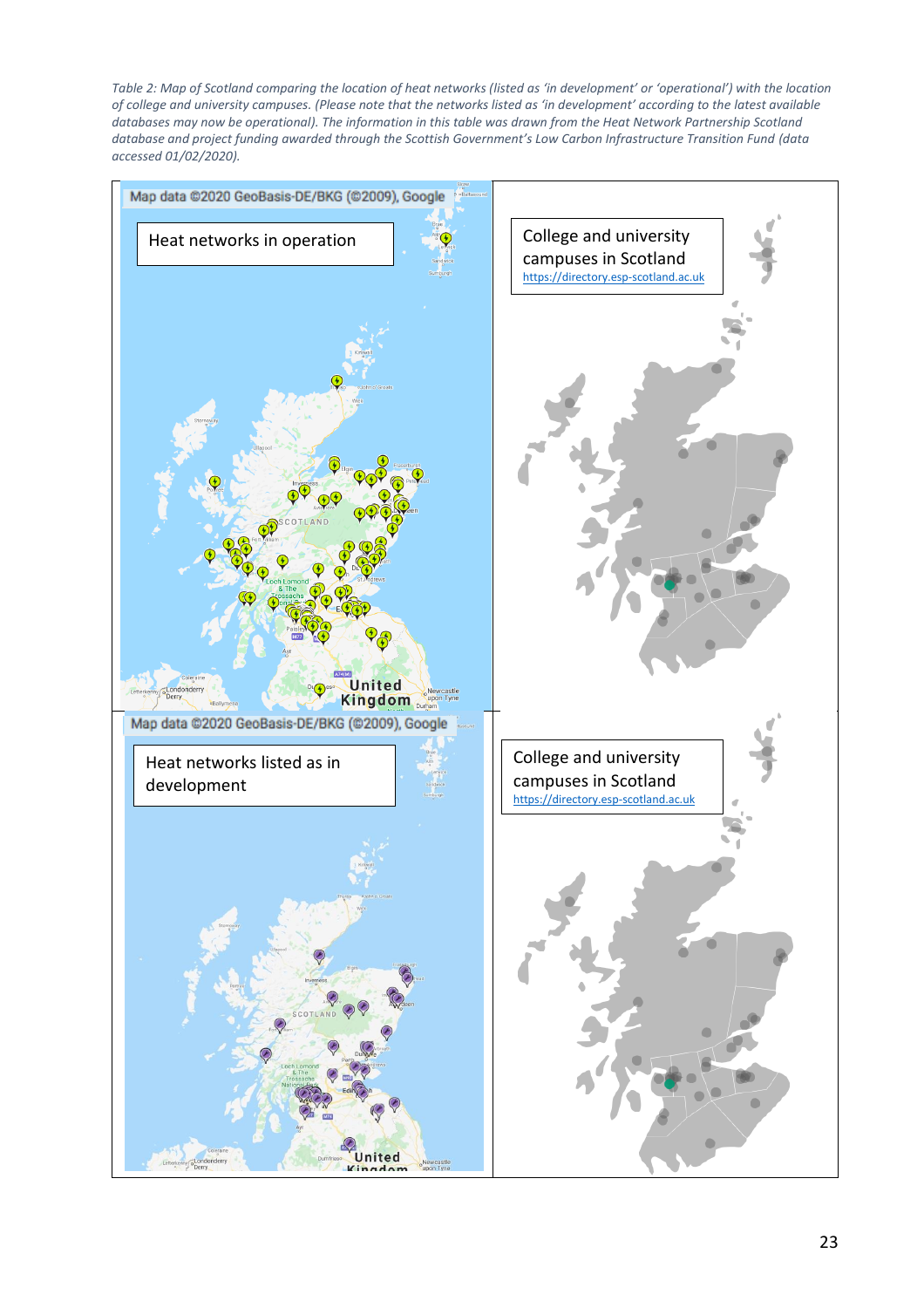*Table 2: Map of Scotland comparing the location of heat networks (listed as 'in development' or 'operational') with the location of college and university campuses. (Please note that the networks listed as 'in development' according to the latest available databases may now be operational). The information in this table was drawn from the Heat Network Partnership Scotland database and project funding awarded through the Scottish Government's Low Carbon Infrastructure Transition Fund (data accessed 01/02/2020).*

| Heat networks in operation | College and university campuses in Scotland https://directory.esp-scotland.ac.uk |
| --- | --- |
| Heat networks listed as in development | College and university campuses in Scotland https://directory.esp-scotland.ac.uk |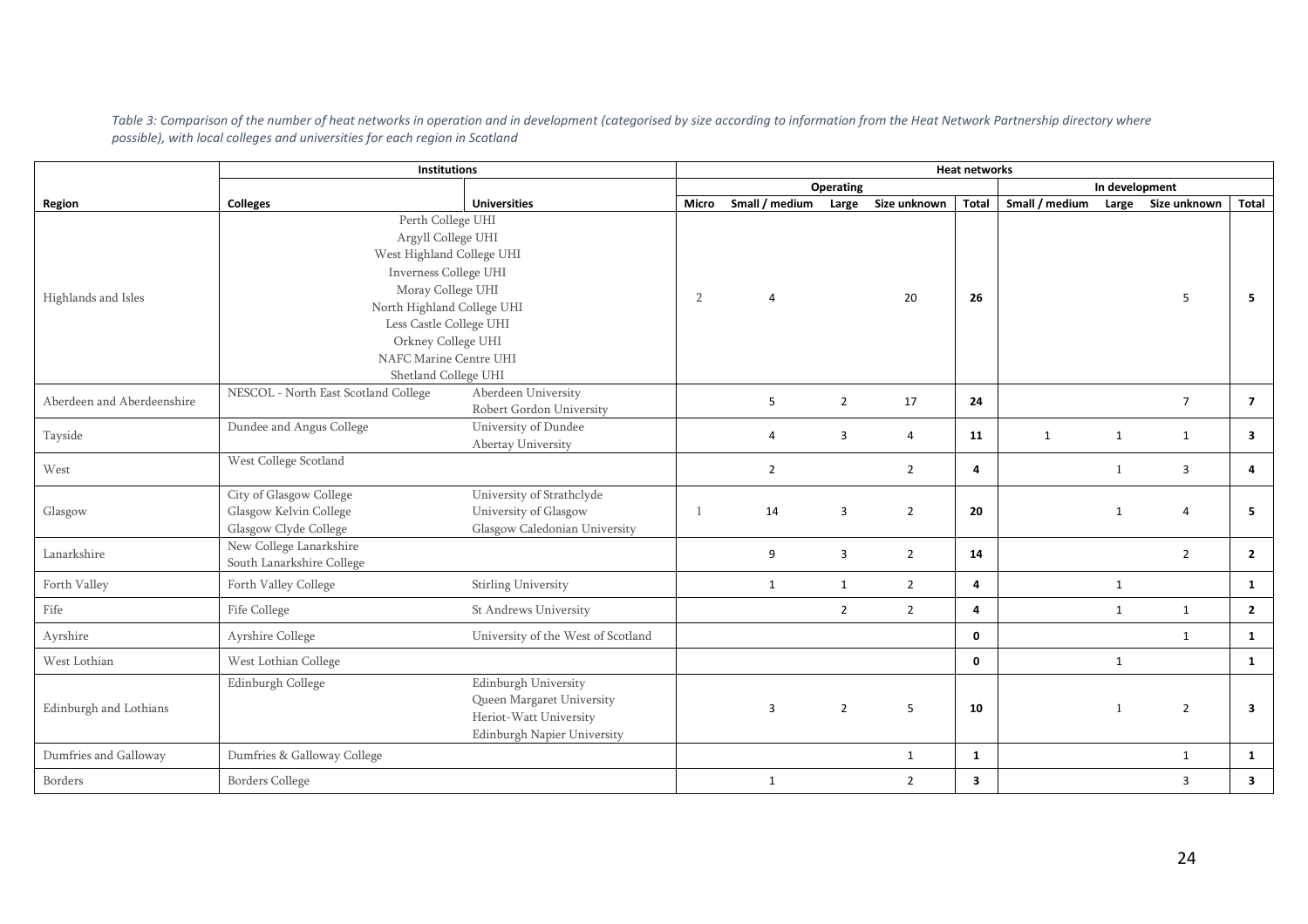*Table 3: Comparison of the number of heat networks in operation and in development (categorised by size according to information from the Heat Network Partnership directory where possible), with local colleges and universities for each region in Scotland*

| | Institutions | | Heat networks | | | | | | | | |
|---|---|---|---|---|---|---|---|---|---|---|---|
| | | | Operating | | | | | In development | | | |
| **Region** | **Colleges** | **Universities** | **Micro** | **Small / medium** | **Large** | **Size unknown** | **Total** | **Small / medium** | **Large** | **Size unknown** | **Total** |
| Highlands and Isles | Perth College UHI<br>Argyll College UHI<br>West Highland College UHI<br>Inverness College UHI<br>Moray College UHI<br>North Highland College UHI<br>Less Castle College UHI<br>Orkney College UHI<br>NAFC Marine Centre UHI<br>Shetland College UHI | | 2 | 4 | | 20 | **26** | | | 5 | **5** |
| Aberdeen and Aberdeenshire | NESCOL - North East Scotland College | Aberdeen University<br>Robert Gordon University | | 5 | 2 | 17 | **24** | | | 7 | **7** |
| Tayside | Dundee and Angus College | University of Dundee<br>Abertay University | | 4 | 3 | 4 | **11** | 1 | 1 | 1 | **3** |
| West | West College Scotland | | | 2 | | 2 | **4** | | 1 | 3 | **4** |
| Glasgow | City of Glasgow College<br>Glasgow Kelvin College<br>Glasgow Clyde College | University of Strathclyde<br>University of Glasgow<br>Glasgow Caledonian University | 1 | 14 | 3 | 2 | **20** | | 1 | 4 | **5** |
| Lanarkshire | New College Lanarkshire<br>South Lanarkshire College | | | 9 | 3 | 2 | **14** | | | 2 | **2** |
| Forth Valley | Forth Valley College | Stirling University | | 1 | 1 | 2 | **4** | | 1 | | **1** |
| Fife | Fife College | St Andrews University | | | 2 | 2 | **4** | | 1 | 1 | **2** |
| Ayrshire | Ayrshire College | University of the West of Scotland | | | | | **0** | | | 1 | **1** |
| West Lothian | West Lothian College | | | | | | **0** | | 1 | | **1** |
| Edinburgh and Lothians | Edinburgh College | Edinburgh University<br>Queen Margaret University<br>Heriot-Watt University<br>Edinburgh Napier University | | 3 | 2 | 5 | **10** | | 1 | 2 | **3** |
| Dumfries and Galloway | Dumfries & Galloway College | | | | | 1 | **1** | | | 1 | **1** |
| Borders | Borders College | | | 1 | | 2 | **3** | | | 3 | **3** |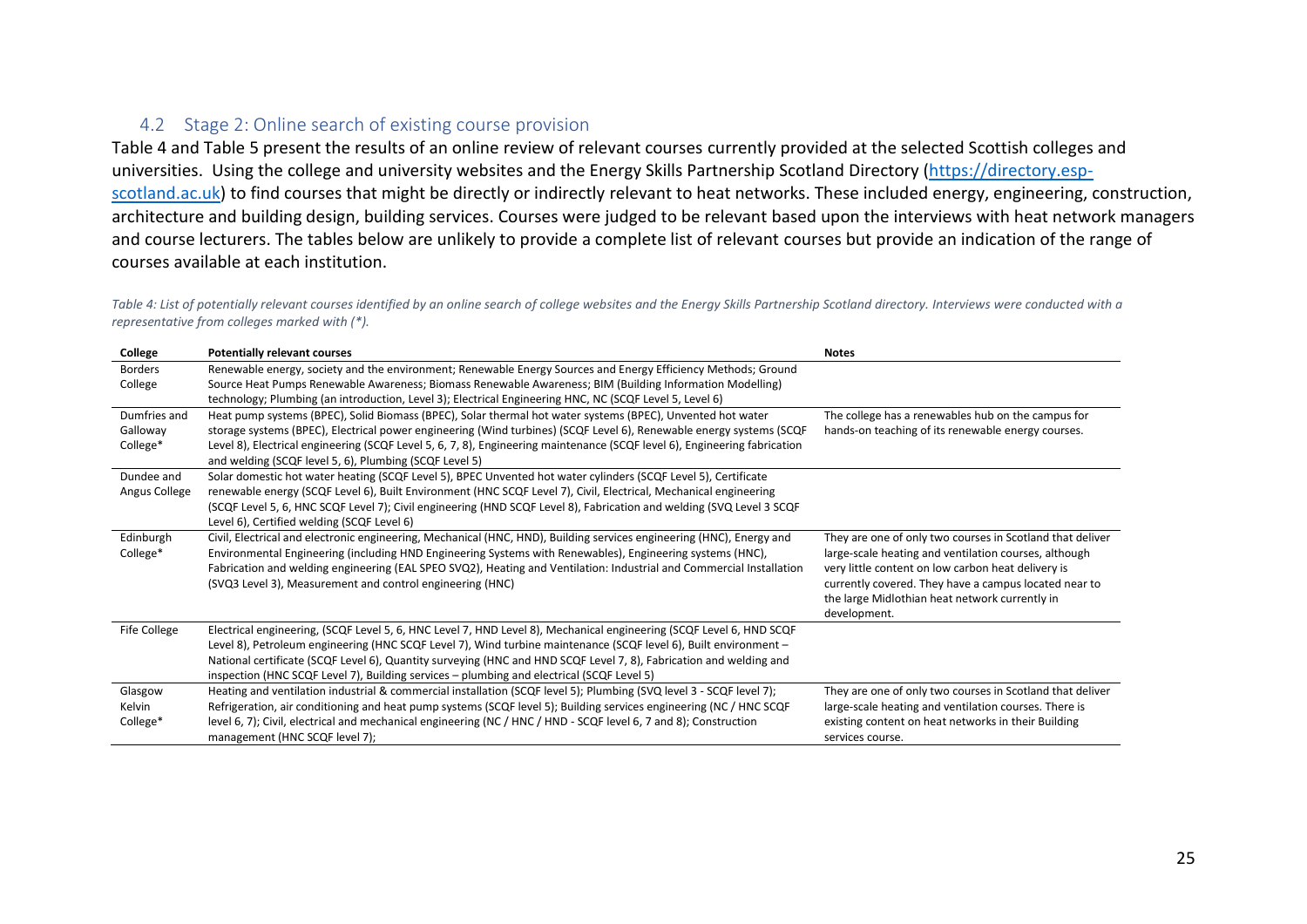## 4.2 Stage 2: Online search of existing course provision

Table 4 and Table 5 present the results of an online review of relevant courses currently provided at the selected Scottish colleges and universities. Using the college and university websites and the Energy Skills Partnership Scotland Directory ([https://directory.esp-scotland.ac.uk](https://directory.esp-scotland.ac.uk)) to find courses that might be directly or indirectly relevant to heat networks. These included energy, engineering, construction, architecture and building design, building services. Courses were judged to be relevant based upon the interviews with heat network managers and course lecturers. The tables below are unlikely to provide a complete list of relevant courses but provide an indication of the range of courses available at each institution.

*Table 4: List of potentially relevant courses identified by an online search of college websites and the Energy Skills Partnership Scotland directory. Interviews were conducted with a representative from colleges marked with (*).*

| College | Potentially relevant courses | Notes |
|---|---|---|
| Borders College | Renewable energy, society and the environment; Renewable Energy Sources and Energy Efficiency Methods; Ground Source Heat Pumps Renewable Awareness; Biomass Renewable Awareness; BIM (Building Information Modelling) technology; Plumbing (an introduction, Level 3); Electrical Engineering HNC, NC (SCQF Level 5, Level 6) | |
| Dumfries and Galloway College* | Heat pump systems (BPEC), Solid Biomass (BPEC), Solar thermal hot water systems (BPEC), Unvented hot water storage systems (BPEC), Electrical power engineering (Wind turbines) (SCQF Level 6), Renewable energy systems (SCQF Level 8), Electrical engineering (SCQF Level 5, 6, 7, 8), Engineering maintenance (SCQF level 6), Engineering fabrication and welding (SCQF level 5, 6), Plumbing (SCQF Level 5) | The college has a renewables hub on the campus for hands-on teaching of its renewable energy courses. |
| Dundee and Angus College | Solar domestic hot water heating (SCQF Level 5), BPEC Unvented hot water cylinders (SCQF Level 5), Certificate renewable energy (SCQF Level 6), Built Environment (HNC SCQF Level 7), Civil, Electrical, Mechanical engineering (SCQF Level 5, 6, HNC SCQF Level 7); Civil engineering (HND SCQF Level 8), Fabrication and welding (SVQ Level 3 SCQF Level 6), Certified welding (SCQF Level 6) | |
| Edinburgh College* | Civil, Electrical and electronic engineering, Mechanical (HNC, HND), Building services engineering (HNC), Energy and Environmental Engineering (including HND Engineering Systems with Renewables), Engineering systems (HNC), Fabrication and welding engineering (EAL SPEO SVQ2), Heating and Ventilation: Industrial and Commercial Installation (SVQ3 Level 3), Measurement and control engineering (HNC) | They are one of only two courses in Scotland that deliver large-scale heating and ventilation courses, although very little content on low carbon heat delivery is currently covered. They have a campus located near to the large Midlothian heat network currently in development. |
| Fife College | Electrical engineering, (SCQF Level 5, 6, HNC Level 7, HND Level 8), Mechanical engineering (SCQF Level 6, HND SCQF Level 8), Petroleum engineering (HNC SCQF Level 7), Wind turbine maintenance (SCQF level 6), Built environment – National certificate (SCQF Level 6), Quantity surveying (HNC and HND SCQF Level 7, 8), Fabrication and welding and inspection (HNC SCQF Level 7), Building services – plumbing and electrical (SCQF Level 5) | |
| Glasgow Kelvin College* | Heating and ventilation industrial & commercial installation (SCQF level 5); Plumbing (SVQ level 3 - SCQF level 7); Refrigeration, air conditioning and heat pump systems (SCQF level 5); Building services engineering (NC / HNC SCQF level 6, 7); Civil, electrical and mechanical engineering (NC / HNC / HND - SCQF level 6, 7 and 8); Construction management (HNC SCQF level 7); | They are one of only two courses in Scotland that deliver large-scale heating and ventilation courses. There is existing content on heat networks in their Building services course. |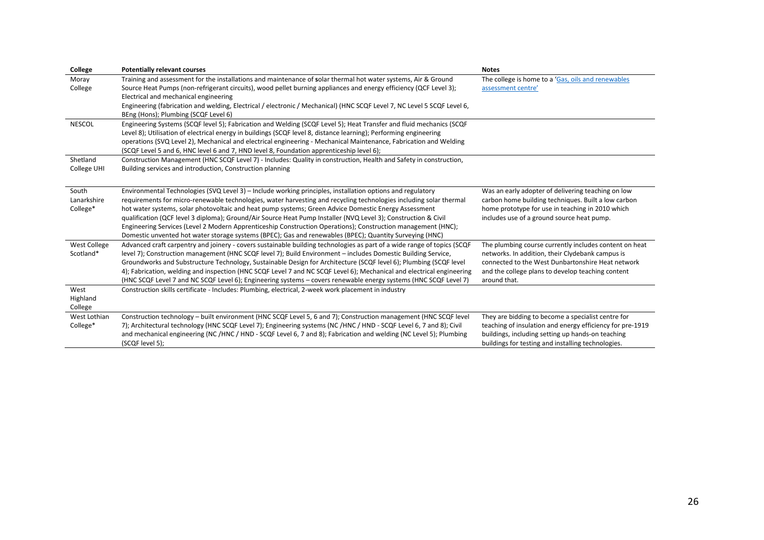| College | Potentially relevant courses | Notes |
|---|---|---|
| Moray College | Training and assessment for the installations and maintenance of solar thermal hot water systems, Air & Ground Source Heat Pumps (non-refrigerant circuits), wood pellet burning appliances and energy efficiency (QCF Level 3); Electrical and mechanical engineering<br>Engineering (fabrication and welding, Electrical / electronic / Mechanical) (HNC SCQF Level 7, NC Level 5 SCQF Level 6, BEng (Hons); Plumbing (SCQF Level 6) | The college is home to a 'Gas, oils and renewables assessment centre' |
| NESCOL | Engineering Systems (SCQF level 5); Fabrication and Welding (SCQF Level 5); Heat Transfer and fluid mechanics (SCQF Level 8); Utilisation of electrical energy in buildings (SCQF level 8, distance learning); Performing engineering operations (SVQ Level 2), Mechanical and electrical engineering - Mechanical Maintenance, Fabrication and Welding (SCQF Level 5 and 6, HNC level 6 and 7, HND level 8, Foundation apprenticeship level 6); | |
| Shetland College UHI | Construction Management (HNC SCQF Level 7) - Includes: Quality in construction, Health and Safety in construction, Building services and introduction, Construction planning | |
| South Lanarkshire College* | Environmental Technologies (SVQ Level 3) – Include working principles, installation options and regulatory requirements for micro-renewable technologies, water harvesting and recycling technologies including solar thermal hot water systems, solar photovoltaic and heat pump systems; Green Advice Domestic Energy Assessment qualification (QCF level 3 diploma); Ground/Air Source Heat Pump Installer (NVQ Level 3); Construction & Civil Engineering Services (Level 2 Modern Apprenticeship Construction Operations); Construction management (HNC); Domestic unvented hot water storage systems (BPEC); Gas and renewables (BPEC); Quantity Surveying (HNC) | Was an early adopter of delivering teaching on low carbon home building techniques. Built a low carbon home prototype for use in teaching in 2010 which includes use of a ground source heat pump. |
| West College Scotland* | Advanced craft carpentry and joinery - covers sustainable building technologies as part of a wide range of topics (SCQF level 7); Construction management (HNC SCQF Level 7); Build Environment – includes Domestic Building Service, Groundworks and Substructure Technology, Sustainable Design for Architecture (SCQF level 6); Plumbing (SCQF level 4); Fabrication, welding and inspection (HNC SCQF Level 7 and NC SCQF Level 6); Mechanical and electrical engineering (HNC SCQF Level 7 and NC SCQF Level 6); Engineering systems – covers renewable energy systems (HNC SCQF Level 7) | The plumbing course currently includes content on heat networks. In addition, their Clydebank campus is connected to the West Dunbartonshire Heat network and the college plans to develop teaching content around that. |
| West Highland College | Construction skills certificate - Includes: Plumbing, electrical, 2-week work placement in industry | |
| West Lothian College* | Construction technology – built environment (HNC SCQF Level 5, 6 and 7); Construction management (HNC SCQF level 7); Architectural technology (HNC SCQF Level 7); Engineering systems (NC /HNC / HND - SCQF Level 6, 7 and 8); Civil and mechanical engineering (NC /HNC / HND - SCQF Level 6, 7 and 8); Fabrication and welding (NC Level 5); Plumbing (SCQF level 5); | They are bidding to become a specialist centre for teaching of insulation and energy efficiency for pre-1919 buildings, including setting up hands-on teaching buildings for testing and installing technologies. |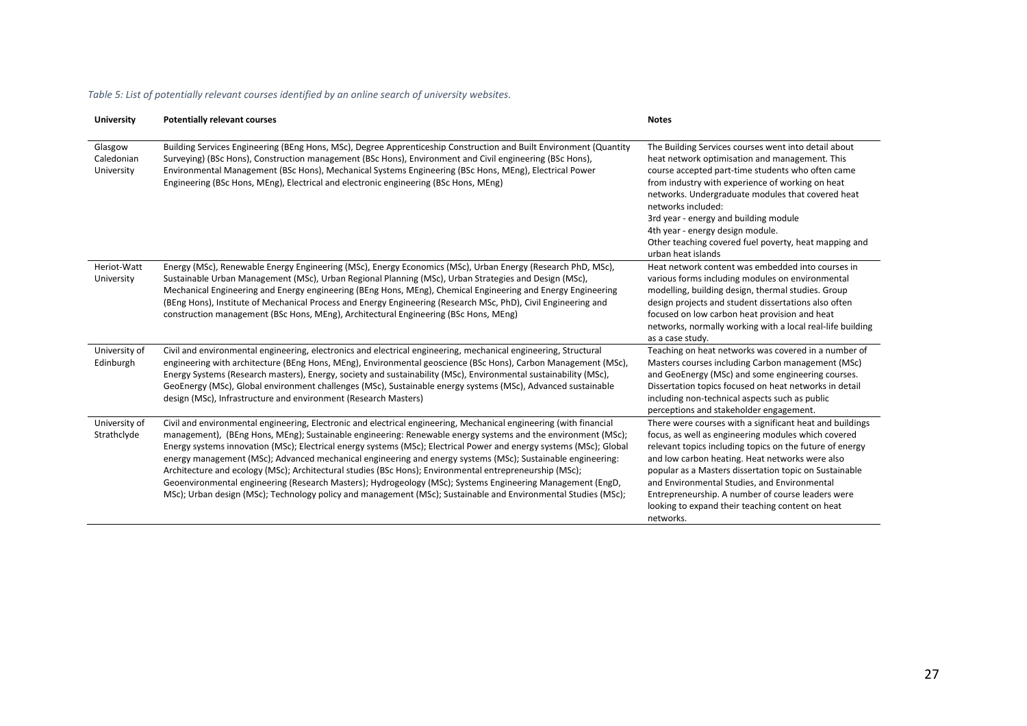*Table 5: List of potentially relevant courses identified by an online search of university websites.*

| University | Potentially relevant courses | Notes |
|---|---|---|
| Glasgow Caledonian University | Building Services Engineering (BEng Hons, MSc), Degree Apprenticeship Construction and Built Environment (Quantity Surveying) (BSc Hons), Construction management (BSc Hons), Environment and Civil engineering (BSc Hons), Environmental Management (BSc Hons), Mechanical Systems Engineering (BSc Hons, MEng), Electrical Power Engineering (BSc Hons, MEng), Electrical and electronic engineering (BSc Hons, MEng) | The Building Services courses went into detail about heat network optimisation and management. This course accepted part-time students who often came from industry with experience of working on heat networks. Undergraduate modules that covered heat networks included: 3rd year - energy and building module 4th year - energy design module. Other teaching covered fuel poverty, heat mapping and urban heat islands |
| Heriot-Watt University | Energy (MSc), Renewable Energy Engineering (MSc), Energy Economics (MSc), Urban Energy (Research PhD, MSc), Sustainable Urban Management (MSc), Urban Regional Planning (MSc), Urban Strategies and Design (MSc), Mechanical Engineering and Energy engineering (BEng Hons, MEng), Chemical Engineering and Energy Engineering (BEng Hons), Institute of Mechanical Process and Energy Engineering (Research MSc, PhD), Civil Engineering and construction management (BSc Hons, MEng), Architectural Engineering (BSc Hons, MEng) | Heat network content was embedded into courses in various forms including modules on environmental modelling, building design, thermal studies. Group design projects and student dissertations also often focused on low carbon heat provision and heat networks, normally working with a local real-life building as a case study. |
| University of Edinburgh | Civil and environmental engineering, electronics and electrical engineering, mechanical engineering, Structural engineering with architecture (BEng Hons, MEng), Environmental geoscience (BSc Hons), Carbon Management (MSc), Energy Systems (Research masters), Energy, society and sustainability (MSc), Environmental sustainability (MSc), GeoEnergy (MSc), Global environment challenges (MSc), Sustainable energy systems (MSc), Advanced sustainable design (MSc), Infrastructure and environment (Research Masters) | Teaching on heat networks was covered in a number of Masters courses including Carbon management (MSc) and GeoEnergy (MSc) and some engineering courses. Dissertation topics focused on heat networks in detail including non-technical aspects such as public perceptions and stakeholder engagement. |
| University of Strathclyde | Civil and environmental engineering, Electronic and electrical engineering, Mechanical engineering (with financial management), (BEng Hons, MEng); Sustainable engineering: Renewable energy systems and the environment (MSc); Energy systems innovation (MSc); Electrical energy systems (MSc); Electrical Power and energy systems (MSc); Global energy management (MSc); Advanced mechanical engineering and energy systems (MSc); Sustainable engineering: Architecture and ecology (MSc); Architectural studies (BSc Hons); Environmental entrepreneurship (MSc); Geoenvironmental engineering (Research Masters); Hydrogeology (MSc); Systems Engineering Management (EngD, MSc); Urban design (MSc); Technology policy and management (MSc); Sustainable and Environmental Studies (MSc); | There were courses with a significant heat and buildings focus, as well as engineering modules which covered relevant topics including topics on the future of energy and low carbon heating. Heat networks were also popular as a Masters dissertation topic on Sustainable and Environmental Studies, and Environmental Entrepreneurship. A number of course leaders were looking to expand their teaching content on heat networks. |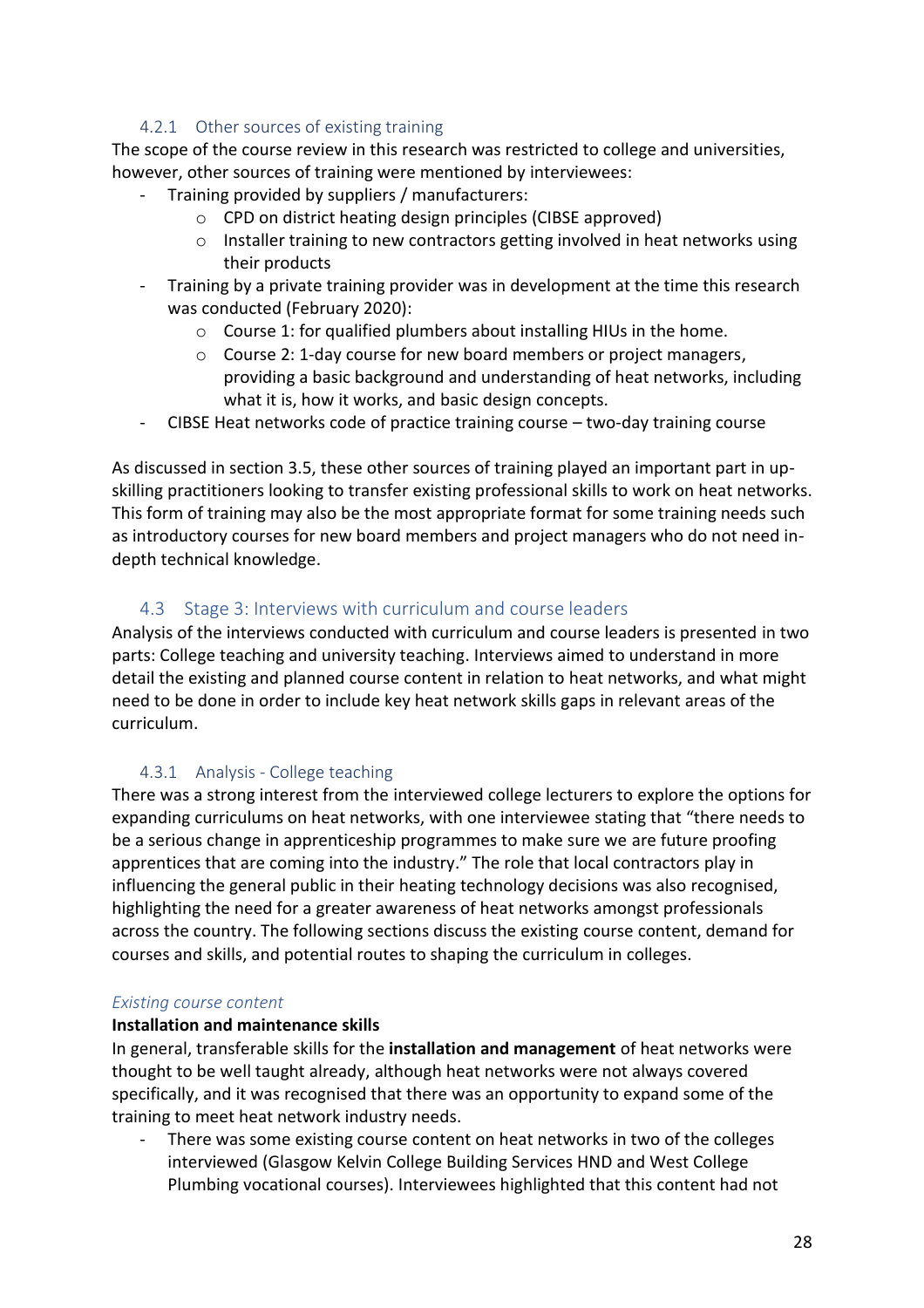### 4.2.1 Other sources of existing training

The scope of the course review in this research was restricted to college and universities, however, other sources of training were mentioned by interviewees:

- Training provided by suppliers / manufacturers:
    - CPD on district heating design principles (CIBSE approved)
    - Installer training to new contractors getting involved in heat networks using their products
- Training by a private training provider was in development at the time this research was conducted (February 2020):
    - Course 1: for qualified plumbers about installing HIUs in the home.
    - Course 2: 1-day course for new board members or project managers, providing a basic background and understanding of heat networks, including what it is, how it works, and basic design concepts.
- CIBSE Heat networks code of practice training course – two-day training course

As discussed in section 3.5, these other sources of training played an important part in up-skilling practitioners looking to transfer existing professional skills to work on heat networks. This form of training may also be the most appropriate format for some training needs such as introductory courses for new board members and project managers who do not need in-depth technical knowledge.

## 4.3 Stage 3: Interviews with curriculum and course leaders

Analysis of the interviews conducted with curriculum and course leaders is presented in two parts: College teaching and university teaching. Interviews aimed to understand in more detail the existing and planned course content in relation to heat networks, and what might need to be done in order to include key heat network skills gaps in relevant areas of the curriculum.

### 4.3.1 Analysis - College teaching

There was a strong interest from the interviewed college lecturers to explore the options for expanding curriculums on heat networks, with one interviewee stating that "there needs to be a serious change in apprenticeship programmes to make sure we are future proofing apprentices that are coming into the industry." The role that local contractors play in influencing the general public in their heating technology decisions was also recognised, highlighting the need for a greater awareness of heat networks amongst professionals across the country. The following sections discuss the existing course content, demand for courses and skills, and potential routes to shaping the curriculum in colleges.

*Existing course content*

**Installation and maintenance skills**

In general, transferable skills for the **installation and management** of heat networks were thought to be well taught already, although heat networks were not always covered specifically, and it was recognised that there was an opportunity to expand some of the training to meet heat network industry needs.

- There was some existing course content on heat networks in two of the colleges interviewed (Glasgow Kelvin College Building Services HND and West College Plumbing vocational courses). Interviewees highlighted that this content had not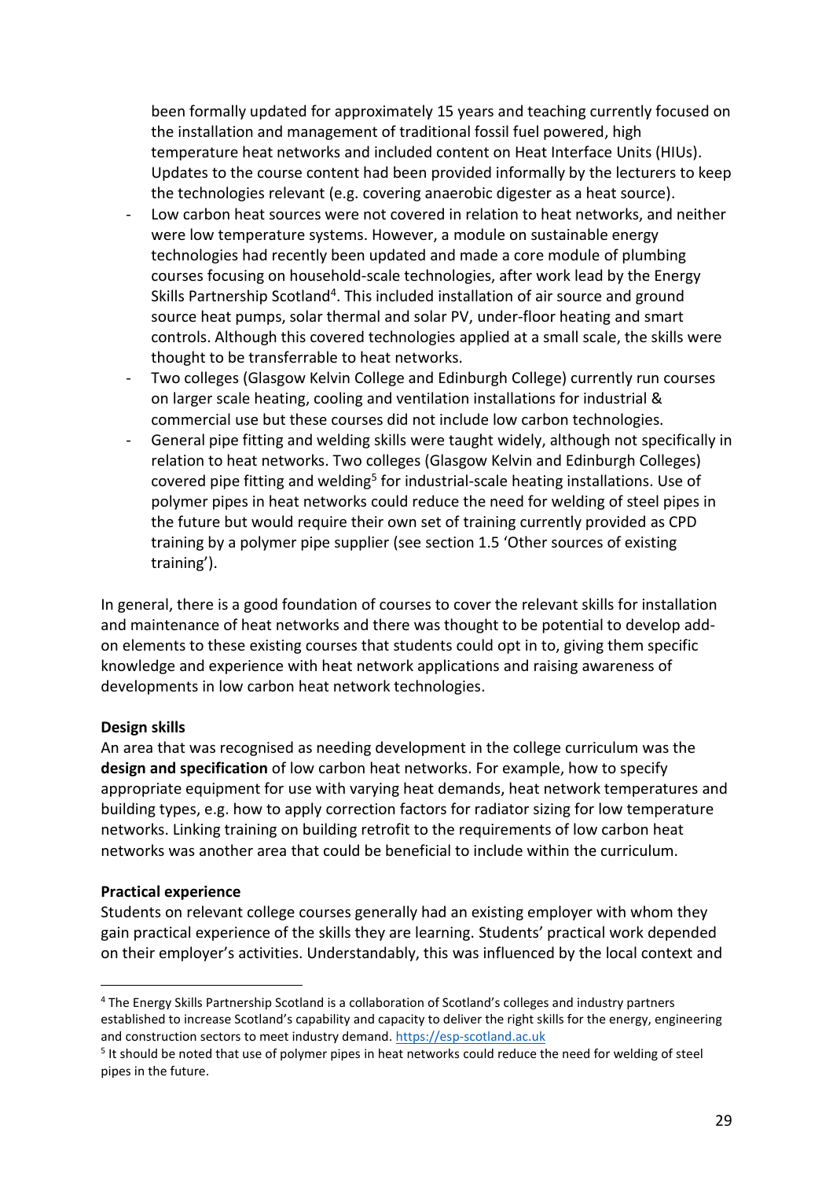been formally updated for approximately 15 years and teaching currently focused on the installation and management of traditional fossil fuel powered, high temperature heat networks and included content on Heat Interface Units (HIUs). Updates to the course content had been provided informally by the lecturers to keep the technologies relevant (e.g. covering anaerobic digester as a heat source).

- Low carbon heat sources were not covered in relation to heat networks, and neither were low temperature systems. However, a module on sustainable energy technologies had recently been updated and made a core module of plumbing courses focusing on household-scale technologies, after work lead by the Energy Skills Partnership Scotland[4]. This included installation of air source and ground source heat pumps, solar thermal and solar PV, under-floor heating and smart controls. Although this covered technologies applied at a small scale, the skills were thought to be transferrable to heat networks.
- Two colleges (Glasgow Kelvin College and Edinburgh College) currently run courses on larger scale heating, cooling and ventilation installations for industrial & commercial use but these courses did not include low carbon technologies.
- General pipe fitting and welding skills were taught widely, although not specifically in relation to heat networks. Two colleges (Glasgow Kelvin and Edinburgh Colleges) covered pipe fitting and welding[5] for industrial-scale heating installations. Use of polymer pipes in heat networks could reduce the need for welding of steel pipes in the future but would require their own set of training currently provided as CPD training by a polymer pipe supplier (see section 1.5 'Other sources of existing training').

In general, there is a good foundation of courses to cover the relevant skills for installation and maintenance of heat networks and there was thought to be potential to develop add-on elements to these existing courses that students could opt in to, giving them specific knowledge and experience with heat network applications and raising awareness of developments in low carbon heat network technologies.

**Design skills**

An area that was recognised as needing development in the college curriculum was the **design and specification** of low carbon heat networks. For example, how to specify appropriate equipment for use with varying heat demands, heat network temperatures and building types, e.g. how to apply correction factors for radiator sizing for low temperature networks. Linking training on building retrofit to the requirements of low carbon heat networks was another area that could be beneficial to include within the curriculum.

**Practical experience**

Students on relevant college courses generally had an existing employer with whom they gain practical experience of the skills they are learning. Students' practical work depended on their employer's activities. Understandably, this was influenced by the local context and

---

[4] The Energy Skills Partnership Scotland is a collaboration of Scotland's colleges and industry partners established to increase Scotland's capability and capacity to deliver the right skills for the energy, engineering and construction sectors to meet industry demand. https://esp-scotland.ac.uk

[5] It should be noted that use of polymer pipes in heat networks could reduce the need for welding of steel pipes in the future.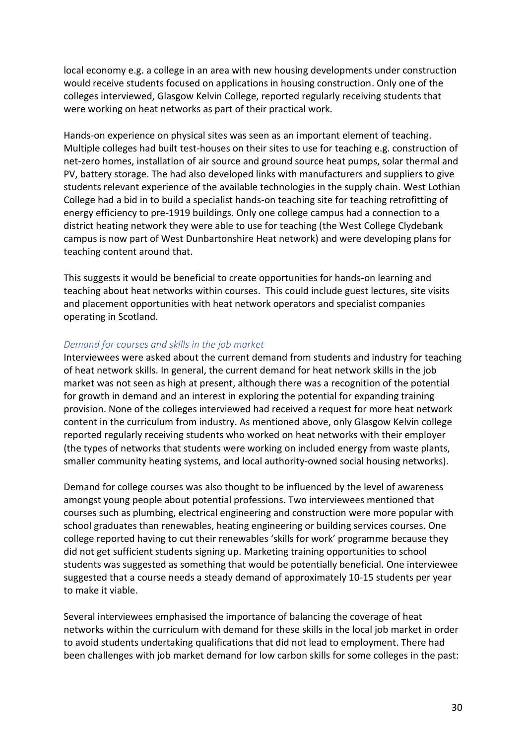local economy e.g. a college in an area with new housing developments under construction would receive students focused on applications in housing construction. Only one of the colleges interviewed, Glasgow Kelvin College, reported regularly receiving students that were working on heat networks as part of their practical work.

Hands-on experience on physical sites was seen as an important element of teaching. Multiple colleges had built test-houses on their sites to use for teaching e.g. construction of net-zero homes, installation of air source and ground source heat pumps, solar thermal and PV, battery storage. The had also developed links with manufacturers and suppliers to give students relevant experience of the available technologies in the supply chain. West Lothian College had a bid in to build a specialist hands-on teaching site for teaching retrofitting of energy efficiency to pre-1919 buildings. Only one college campus had a connection to a district heating network they were able to use for teaching (the West College Clydebank campus is now part of West Dunbartonshire Heat network) and were developing plans for teaching content around that.

This suggests it would be beneficial to create opportunities for hands-on learning and teaching about heat networks within courses. This could include guest lectures, site visits and placement opportunities with heat network operators and specialist companies operating in Scotland.

### *Demand for courses and skills in the job market*

Interviewees were asked about the current demand from students and industry for teaching of heat network skills. In general, the current demand for heat network skills in the job market was not seen as high at present, although there was a recognition of the potential for growth in demand and an interest in exploring the potential for expanding training provision. None of the colleges interviewed had received a request for more heat network content in the curriculum from industry. As mentioned above, only Glasgow Kelvin college reported regularly receiving students who worked on heat networks with their employer (the types of networks that students were working on included energy from waste plants, smaller community heating systems, and local authority-owned social housing networks).

Demand for college courses was also thought to be influenced by the level of awareness amongst young people about potential professions. Two interviewees mentioned that courses such as plumbing, electrical engineering and construction were more popular with school graduates than renewables, heating engineering or building services courses. One college reported having to cut their renewables 'skills for work' programme because they did not get sufficient students signing up. Marketing training opportunities to school students was suggested as something that would be potentially beneficial. One interviewee suggested that a course needs a steady demand of approximately 10-15 students per year to make it viable.

Several interviewees emphasised the importance of balancing the coverage of heat networks within the curriculum with demand for these skills in the local job market in order to avoid students undertaking qualifications that did not lead to employment. There had been challenges with job market demand for low carbon skills for some colleges in the past: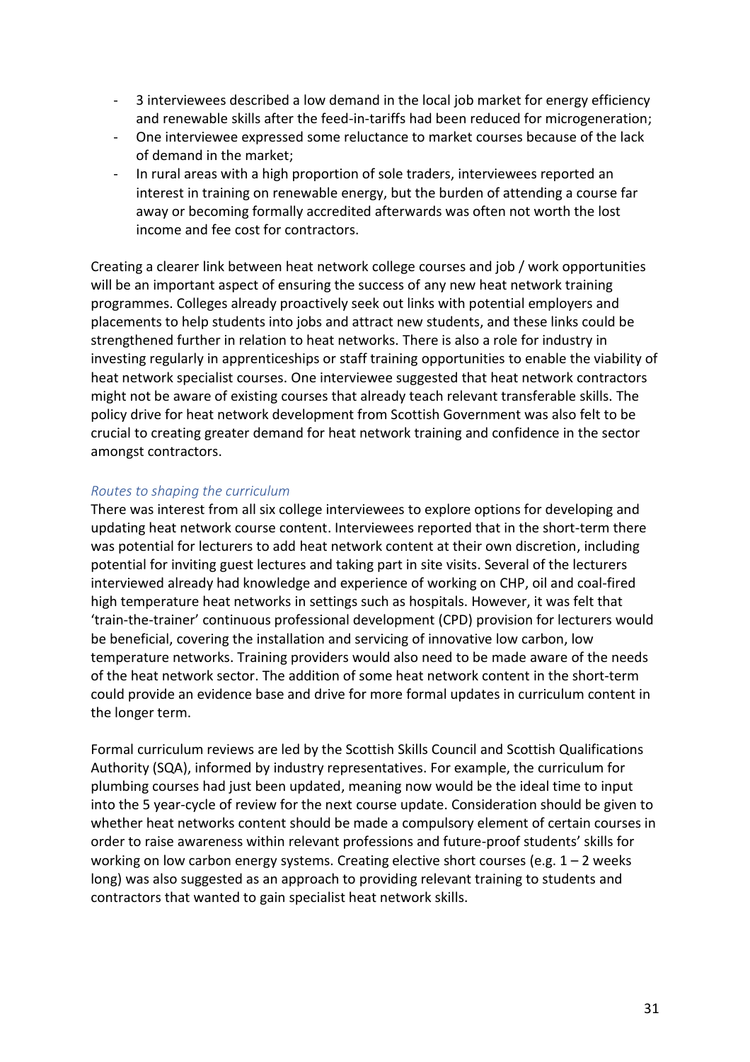- 3 interviewees described a low demand in the local job market for energy efficiency and renewable skills after the feed-in-tariffs had been reduced for microgeneration;
- One interviewee expressed some reluctance to market courses because of the lack of demand in the market;
- In rural areas with a high proportion of sole traders, interviewees reported an interest in training on renewable energy, but the burden of attending a course far away or becoming formally accredited afterwards was often not worth the lost income and fee cost for contractors.

Creating a clearer link between heat network college courses and job / work opportunities will be an important aspect of ensuring the success of any new heat network training programmes. Colleges already proactively seek out links with potential employers and placements to help students into jobs and attract new students, and these links could be strengthened further in relation to heat networks. There is also a role for industry in investing regularly in apprenticeships or staff training opportunities to enable the viability of heat network specialist courses. One interviewee suggested that heat network contractors might not be aware of existing courses that already teach relevant transferable skills. The policy drive for heat network development from Scottish Government was also felt to be crucial to creating greater demand for heat network training and confidence in the sector amongst contractors.

*Routes to shaping the curriculum*

There was interest from all six college interviewees to explore options for developing and updating heat network course content. Interviewees reported that in the short-term there was potential for lecturers to add heat network content at their own discretion, including potential for inviting guest lectures and taking part in site visits. Several of the lecturers interviewed already had knowledge and experience of working on CHP, oil and coal-fired high temperature heat networks in settings such as hospitals. However, it was felt that 'train-the-trainer' continuous professional development (CPD) provision for lecturers would be beneficial, covering the installation and servicing of innovative low carbon, low temperature networks. Training providers would also need to be made aware of the needs of the heat network sector. The addition of some heat network content in the short-term could provide an evidence base and drive for more formal updates in curriculum content in the longer term.

Formal curriculum reviews are led by the Scottish Skills Council and Scottish Qualifications Authority (SQA), informed by industry representatives. For example, the curriculum for plumbing courses had just been updated, meaning now would be the ideal time to input into the 5 year-cycle of review for the next course update. Consideration should be given to whether heat networks content should be made a compulsory element of certain courses in order to raise awareness within relevant professions and future-proof students' skills for working on low carbon energy systems. Creating elective short courses (e.g. 1 – 2 weeks long) was also suggested as an approach to providing relevant training to students and contractors that wanted to gain specialist heat network skills.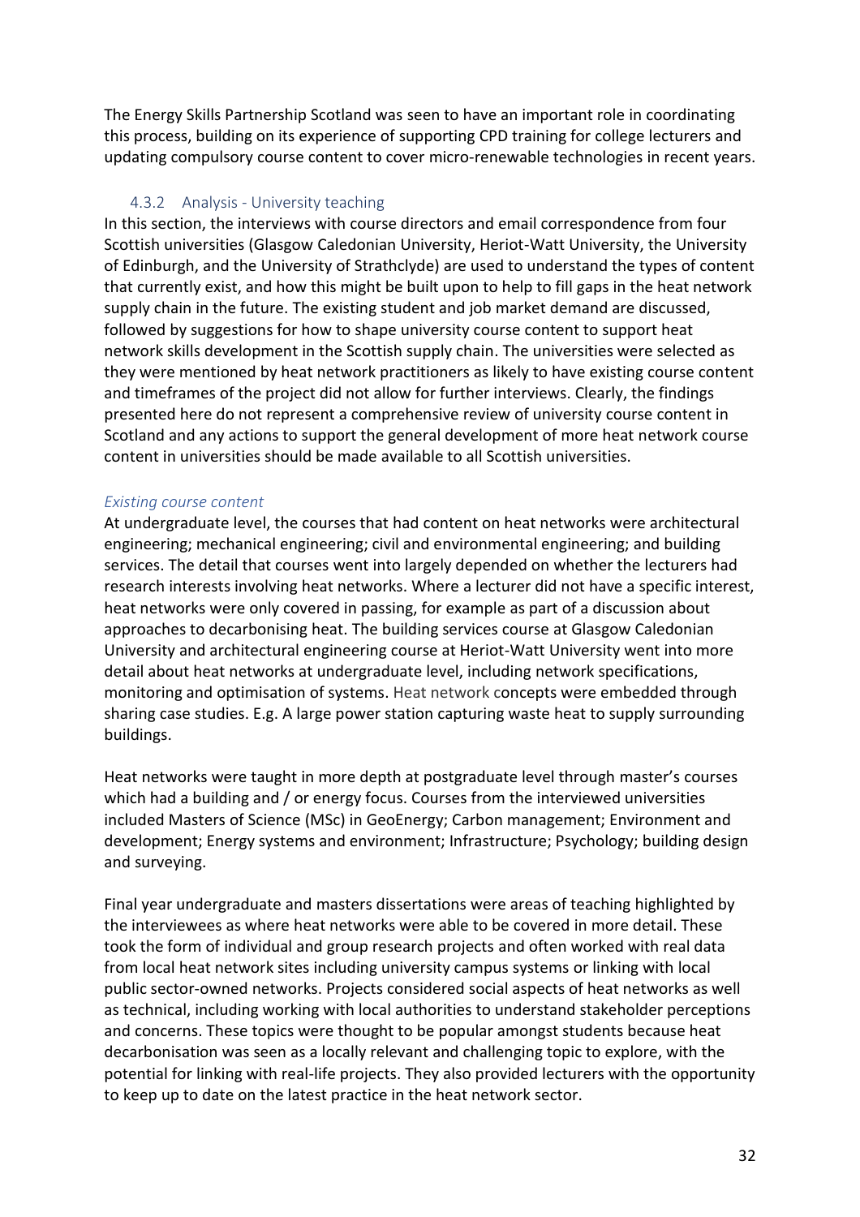The Energy Skills Partnership Scotland was seen to have an important role in coordinating this process, building on its experience of supporting CPD training for college lecturers and updating compulsory course content to cover micro-renewable technologies in recent years.

### 4.3.2 Analysis - University teaching

In this section, the interviews with course directors and email correspondence from four Scottish universities (Glasgow Caledonian University, Heriot-Watt University, the University of Edinburgh, and the University of Strathclyde) are used to understand the types of content that currently exist, and how this might be built upon to help to fill gaps in the heat network supply chain in the future. The existing student and job market demand are discussed, followed by suggestions for how to shape university course content to support heat network skills development in the Scottish supply chain. The universities were selected as they were mentioned by heat network practitioners as likely to have existing course content and timeframes of the project did not allow for further interviews. Clearly, the findings presented here do not represent a comprehensive review of university course content in Scotland and any actions to support the general development of more heat network course content in universities should be made available to all Scottish universities.

*Existing course content*

At undergraduate level, the courses that had content on heat networks were architectural engineering; mechanical engineering; civil and environmental engineering; and building services. The detail that courses went into largely depended on whether the lecturers had research interests involving heat networks. Where a lecturer did not have a specific interest, heat networks were only covered in passing, for example as part of a discussion about approaches to decarbonising heat. The building services course at Glasgow Caledonian University and architectural engineering course at Heriot-Watt University went into more detail about heat networks at undergraduate level, including network specifications, monitoring and optimisation of systems. Heat network concepts were embedded through sharing case studies. E.g. A large power station capturing waste heat to supply surrounding buildings.

Heat networks were taught in more depth at postgraduate level through master's courses which had a building and / or energy focus. Courses from the interviewed universities included Masters of Science (MSc) in GeoEnergy; Carbon management; Environment and development; Energy systems and environment; Infrastructure; Psychology; building design and surveying.

Final year undergraduate and masters dissertations were areas of teaching highlighted by the interviewees as where heat networks were able to be covered in more detail. These took the form of individual and group research projects and often worked with real data from local heat network sites including university campus systems or linking with local public sector-owned networks. Projects considered social aspects of heat networks as well as technical, including working with local authorities to understand stakeholder perceptions and concerns. These topics were thought to be popular amongst students because heat decarbonisation was seen as a locally relevant and challenging topic to explore, with the potential for linking with real-life projects. They also provided lecturers with the opportunity to keep up to date on the latest practice in the heat network sector.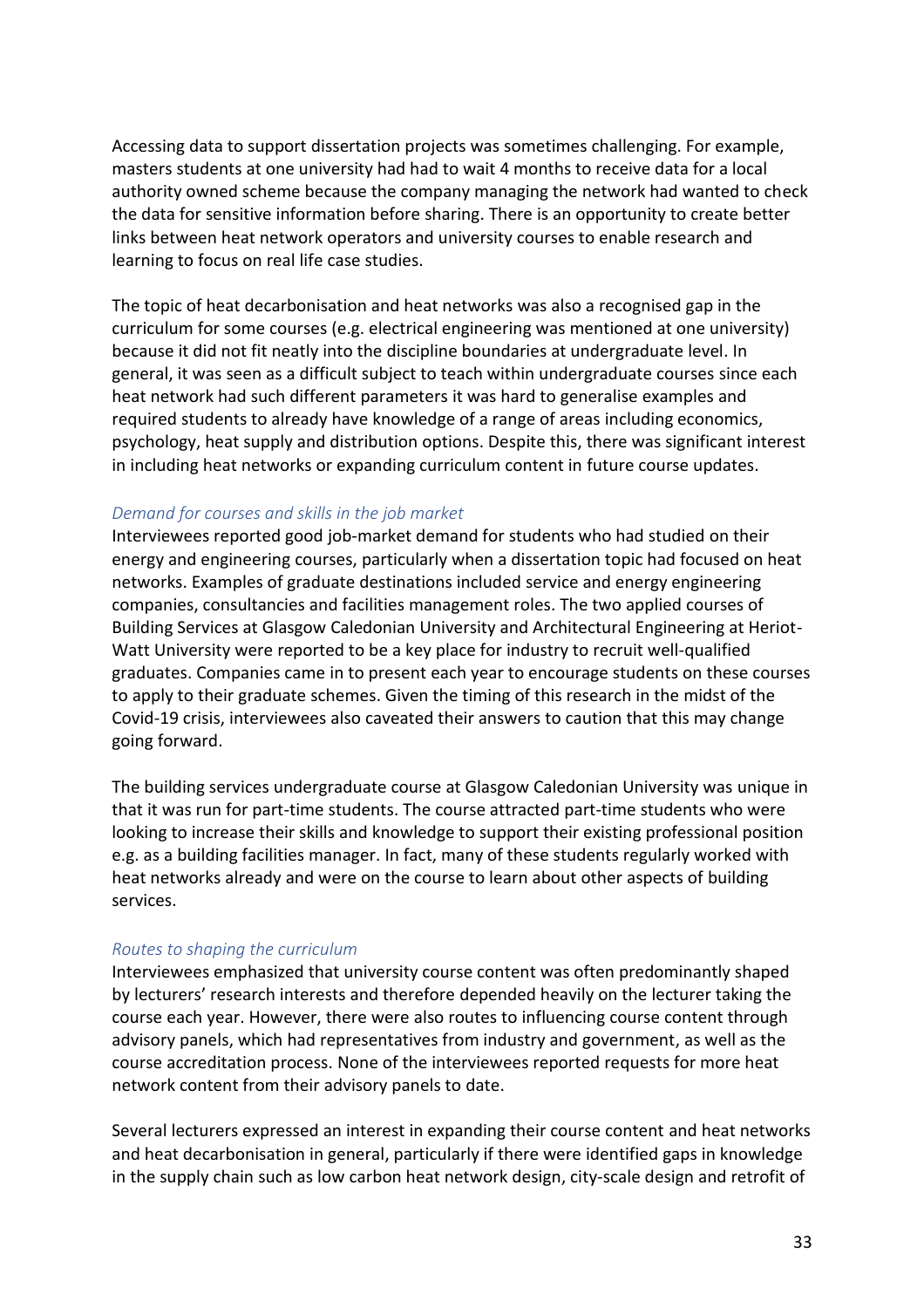Accessing data to support dissertation projects was sometimes challenging. For example, masters students at one university had had to wait 4 months to receive data for a local authority owned scheme because the company managing the network had wanted to check the data for sensitive information before sharing. There is an opportunity to create better links between heat network operators and university courses to enable research and learning to focus on real life case studies.

The topic of heat decarbonisation and heat networks was also a recognised gap in the curriculum for some courses (e.g. electrical engineering was mentioned at one university) because it did not fit neatly into the discipline boundaries at undergraduate level. In general, it was seen as a difficult subject to teach within undergraduate courses since each heat network had such different parameters it was hard to generalise examples and required students to already have knowledge of a range of areas including economics, psychology, heat supply and distribution options. Despite this, there was significant interest in including heat networks or expanding curriculum content in future course updates.

### *Demand for courses and skills in the job market*

Interviewees reported good job-market demand for students who had studied on their energy and engineering courses, particularly when a dissertation topic had focused on heat networks. Examples of graduate destinations included service and energy engineering companies, consultancies and facilities management roles. The two applied courses of Building Services at Glasgow Caledonian University and Architectural Engineering at Heriot-Watt University were reported to be a key place for industry to recruit well-qualified graduates. Companies came in to present each year to encourage students on these courses to apply to their graduate schemes. Given the timing of this research in the midst of the Covid-19 crisis, interviewees also caveated their answers to caution that this may change going forward.

The building services undergraduate course at Glasgow Caledonian University was unique in that it was run for part-time students. The course attracted part-time students who were looking to increase their skills and knowledge to support their existing professional position e.g. as a building facilities manager. In fact, many of these students regularly worked with heat networks already and were on the course to learn about other aspects of building services.

### *Routes to shaping the curriculum*

Interviewees emphasized that university course content was often predominantly shaped by lecturers' research interests and therefore depended heavily on the lecturer taking the course each year. However, there were also routes to influencing course content through advisory panels, which had representatives from industry and government, as well as the course accreditation process. None of the interviewees reported requests for more heat network content from their advisory panels to date.

Several lecturers expressed an interest in expanding their course content and heat networks and heat decarbonisation in general, particularly if there were identified gaps in knowledge in the supply chain such as low carbon heat network design, city-scale design and retrofit of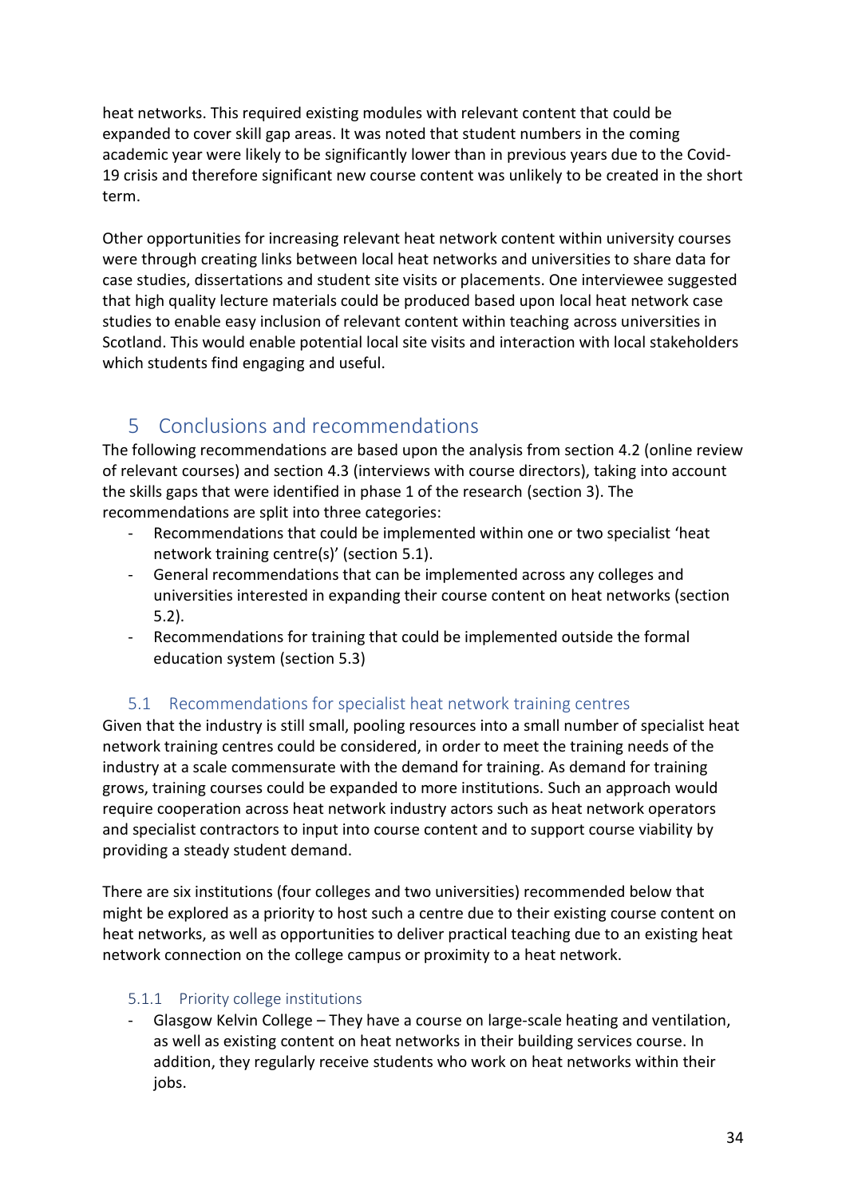heat networks. This required existing modules with relevant content that could be expanded to cover skill gap areas. It was noted that student numbers in the coming academic year were likely to be significantly lower than in previous years due to the Covid-19 crisis and therefore significant new course content was unlikely to be created in the short term.

Other opportunities for increasing relevant heat network content within university courses were through creating links between local heat networks and universities to share data for case studies, dissertations and student site visits or placements. One interviewee suggested that high quality lecture materials could be produced based upon local heat network case studies to enable easy inclusion of relevant content within teaching across universities in Scotland. This would enable potential local site visits and interaction with local stakeholders which students find engaging and useful.

# 5 Conclusions and recommendations

The following recommendations are based upon the analysis from section 4.2 (online review of relevant courses) and section 4.3 (interviews with course directors), taking into account the skills gaps that were identified in phase 1 of the research (section 3). The recommendations are split into three categories:

- Recommendations that could be implemented within one or two specialist 'heat network training centre(s)' (section 5.1).
- General recommendations that can be implemented across any colleges and universities interested in expanding their course content on heat networks (section 5.2).
- Recommendations for training that could be implemented outside the formal education system (section 5.3)

## 5.1 Recommendations for specialist heat network training centres

Given that the industry is still small, pooling resources into a small number of specialist heat network training centres could be considered, in order to meet the training needs of the industry at a scale commensurate with the demand for training. As demand for training grows, training courses could be expanded to more institutions. Such an approach would require cooperation across heat network industry actors such as heat network operators and specialist contractors to input into course content and to support course viability by providing a steady student demand.

There are six institutions (four colleges and two universities) recommended below that might be explored as a priority to host such a centre due to their existing course content on heat networks, as well as opportunities to deliver practical teaching due to an existing heat network connection on the college campus or proximity to a heat network.

### 5.1.1 Priority college institutions

- Glasgow Kelvin College – They have a course on large-scale heating and ventilation, as well as existing content on heat networks in their building services course. In addition, they regularly receive students who work on heat networks within their jobs.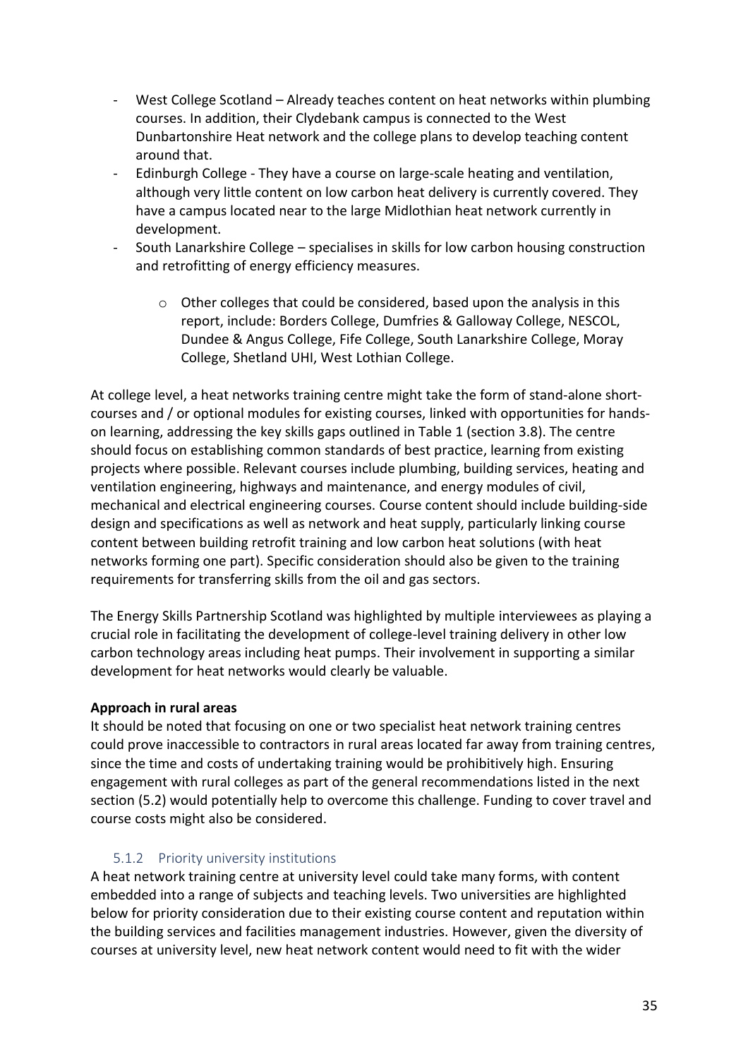- West College Scotland – Already teaches content on heat networks within plumbing courses. In addition, their Clydebank campus is connected to the West Dunbartonshire Heat network and the college plans to develop teaching content around that.
- Edinburgh College - They have a course on large-scale heating and ventilation, although very little content on low carbon heat delivery is currently covered. They have a campus located near to the large Midlothian heat network currently in development.
- South Lanarkshire College – specialises in skills for low carbon housing construction and retrofitting of energy efficiency measures.
    - Other colleges that could be considered, based upon the analysis in this report, include: Borders College, Dumfries & Galloway College, NESCOL, Dundee & Angus College, Fife College, South Lanarkshire College, Moray College, Shetland UHI, West Lothian College.

At college level, a heat networks training centre might take the form of stand-alone short-courses and / or optional modules for existing courses, linked with opportunities for hands-on learning, addressing the key skills gaps outlined in Table 1 (section 3.8). The centre should focus on establishing common standards of best practice, learning from existing projects where possible. Relevant courses include plumbing, building services, heating and ventilation engineering, highways and maintenance, and energy modules of civil, mechanical and electrical engineering courses. Course content should include building-side design and specifications as well as network and heat supply, particularly linking course content between building retrofit training and low carbon heat solutions (with heat networks forming one part). Specific consideration should also be given to the training requirements for transferring skills from the oil and gas sectors.

The Energy Skills Partnership Scotland was highlighted by multiple interviewees as playing a crucial role in facilitating the development of college-level training delivery in other low carbon technology areas including heat pumps. Their involvement in supporting a similar development for heat networks would clearly be valuable.

**Approach in rural areas**

It should be noted that focusing on one or two specialist heat network training centres could prove inaccessible to contractors in rural areas located far away from training centres, since the time and costs of undertaking training would be prohibitively high. Ensuring engagement with rural colleges as part of the general recommendations listed in the next section (5.2) would potentially help to overcome this challenge. Funding to cover travel and course costs might also be considered.

### 5.1.2 Priority university institutions

A heat network training centre at university level could take many forms, with content embedded into a range of subjects and teaching levels. Two universities are highlighted below for priority consideration due to their existing course content and reputation within the building services and facilities management industries. However, given the diversity of courses at university level, new heat network content would need to fit with the wider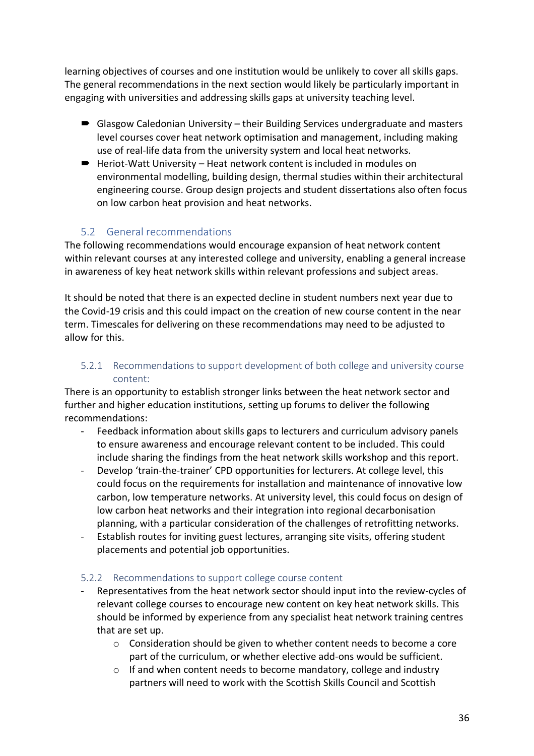learning objectives of courses and one institution would be unlikely to cover all skills gaps. The general recommendations in the next section would likely be particularly important in engaging with universities and addressing skills gaps at university teaching level.

- Glasgow Caledonian University – their Building Services undergraduate and masters level courses cover heat network optimisation and management, including making use of real-life data from the university system and local heat networks.
- Heriot-Watt University – Heat network content is included in modules on environmental modelling, building design, thermal studies within their architectural engineering course. Group design projects and student dissertations also often focus on low carbon heat provision and heat networks.

## 5.2 General recommendations

The following recommendations would encourage expansion of heat network content within relevant courses at any interested college and university, enabling a general increase in awareness of key heat network skills within relevant professions and subject areas.

It should be noted that there is an expected decline in student numbers next year due to the Covid-19 crisis and this could impact on the creation of new course content in the near term. Timescales for delivering on these recommendations may need to be adjusted to allow for this.

### 5.2.1 Recommendations to support development of both college and university course content:

There is an opportunity to establish stronger links between the heat network sector and further and higher education institutions, setting up forums to deliver the following recommendations:

- Feedback information about skills gaps to lecturers and curriculum advisory panels to ensure awareness and encourage relevant content to be included. This could include sharing the findings from the heat network skills workshop and this report.
- Develop 'train-the-trainer' CPD opportunities for lecturers. At college level, this could focus on the requirements for installation and maintenance of innovative low carbon, low temperature networks. At university level, this could focus on design of low carbon heat networks and their integration into regional decarbonisation planning, with a particular consideration of the challenges of retrofitting networks.
- Establish routes for inviting guest lectures, arranging site visits, offering student placements and potential job opportunities.

### 5.2.2 Recommendations to support college course content

- Representatives from the heat network sector should input into the review-cycles of relevant college courses to encourage new content on key heat network skills. This should be informed by experience from any specialist heat network training centres that are set up.
    - Consideration should be given to whether content needs to become a core part of the curriculum, or whether elective add-ons would be sufficient.
    - If and when content needs to become mandatory, college and industry partners will need to work with the Scottish Skills Council and Scottish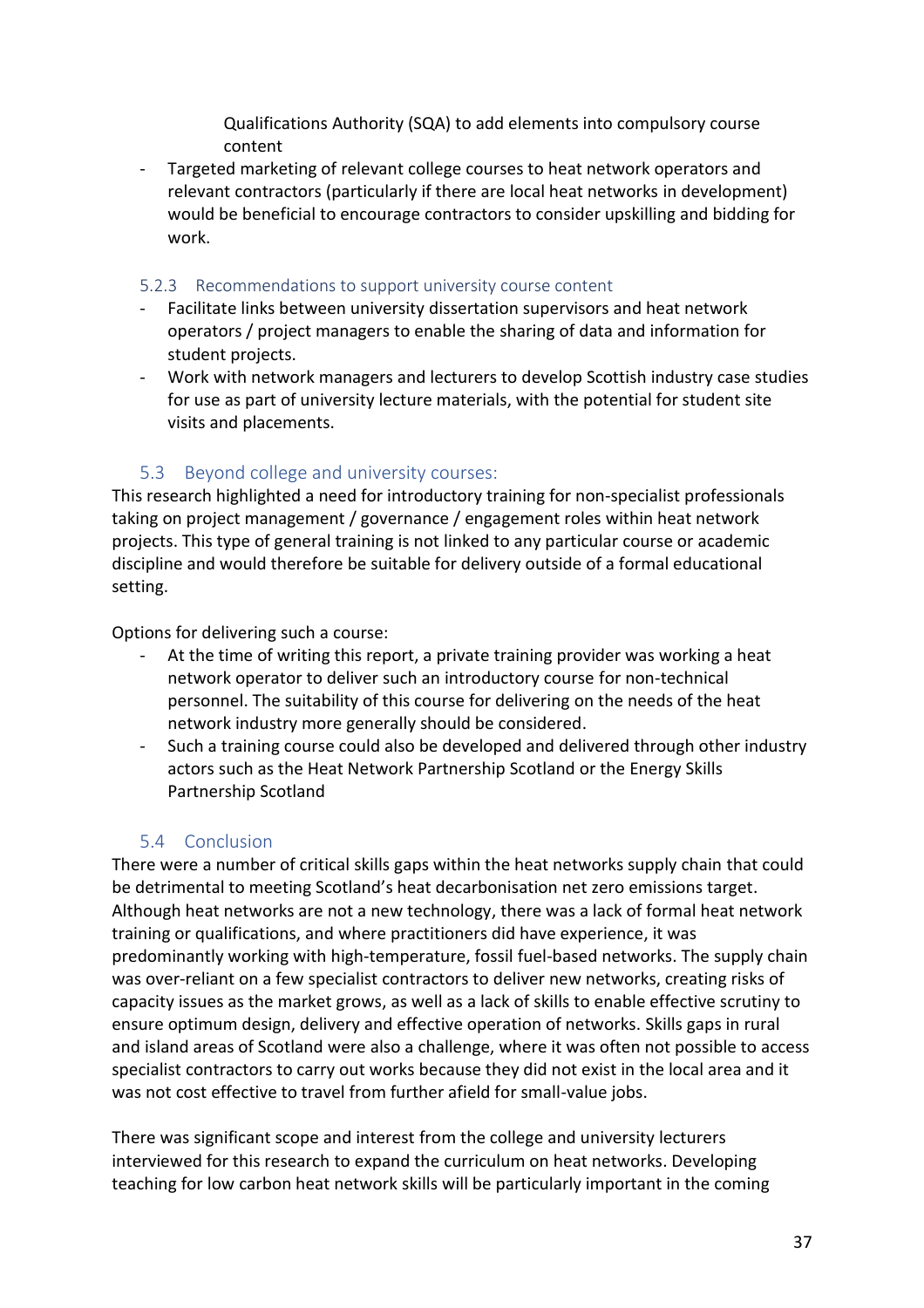Qualifications Authority (SQA) to add elements into compulsory course content

- Targeted marketing of relevant college courses to heat network operators and relevant contractors (particularly if there are local heat networks in development) would be beneficial to encourage contractors to consider upskilling and bidding for work.

#### 5.2.3 Recommendations to support university course content

- Facilitate links between university dissertation supervisors and heat network operators / project managers to enable the sharing of data and information for student projects.
- Work with network managers and lecturers to develop Scottish industry case studies for use as part of university lecture materials, with the potential for student site visits and placements.

### 5.3 Beyond college and university courses:

This research highlighted a need for introductory training for non-specialist professionals taking on project management / governance / engagement roles within heat network projects. This type of general training is not linked to any particular course or academic discipline and would therefore be suitable for delivery outside of a formal educational setting.

Options for delivering such a course:

- At the time of writing this report, a private training provider was working a heat network operator to deliver such an introductory course for non-technical personnel. The suitability of this course for delivering on the needs of the heat network industry more generally should be considered.
- Such a training course could also be developed and delivered through other industry actors such as the Heat Network Partnership Scotland or the Energy Skills Partnership Scotland

### 5.4 Conclusion

There were a number of critical skills gaps within the heat networks supply chain that could be detrimental to meeting Scotland's heat decarbonisation net zero emissions target. Although heat networks are not a new technology, there was a lack of formal heat network training or qualifications, and where practitioners did have experience, it was predominantly working with high-temperature, fossil fuel-based networks. The supply chain was over-reliant on a few specialist contractors to deliver new networks, creating risks of capacity issues as the market grows, as well as a lack of skills to enable effective scrutiny to ensure optimum design, delivery and effective operation of networks. Skills gaps in rural and island areas of Scotland were also a challenge, where it was often not possible to access specialist contractors to carry out works because they did not exist in the local area and it was not cost effective to travel from further afield for small-value jobs.

There was significant scope and interest from the college and university lecturers interviewed for this research to expand the curriculum on heat networks. Developing teaching for low carbon heat network skills will be particularly important in the coming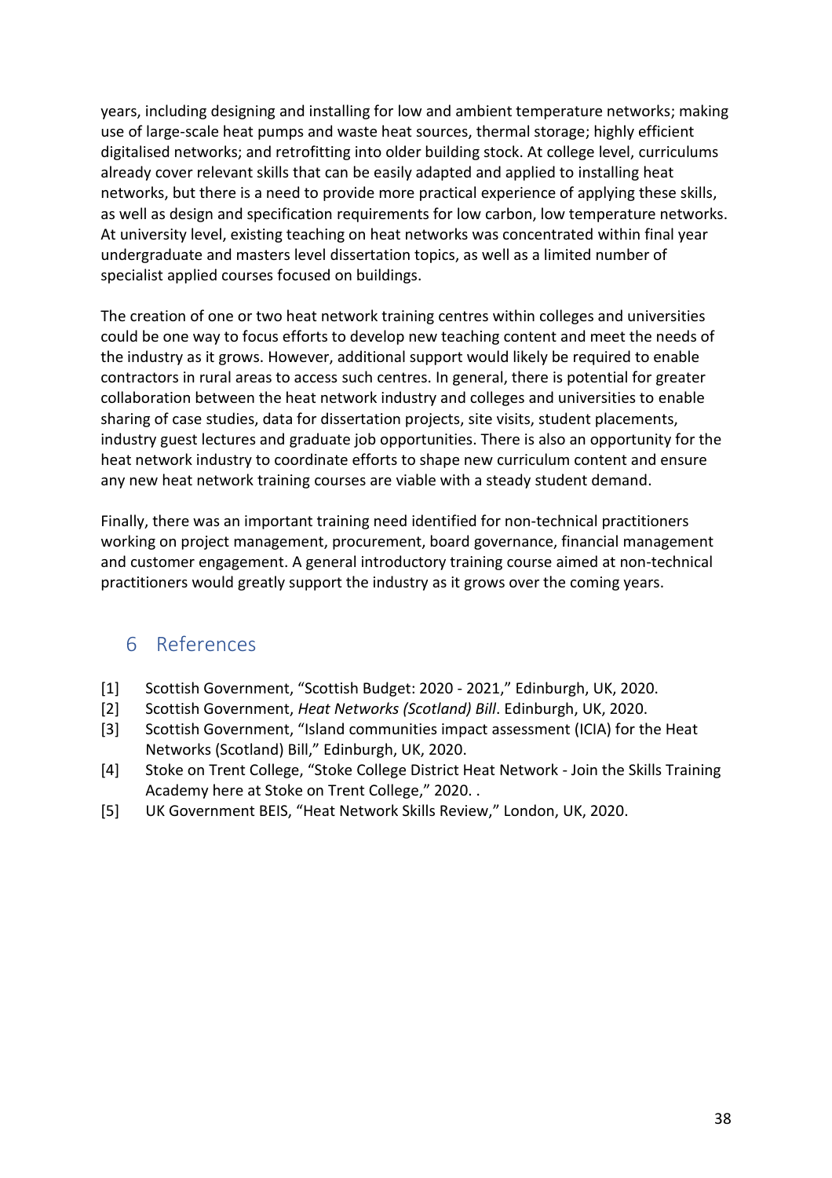years, including designing and installing for low and ambient temperature networks; making use of large-scale heat pumps and waste heat sources, thermal storage; highly efficient digitalised networks; and retrofitting into older building stock. At college level, curriculums already cover relevant skills that can be easily adapted and applied to installing heat networks, but there is a need to provide more practical experience of applying these skills, as well as design and specification requirements for low carbon, low temperature networks. At university level, existing teaching on heat networks was concentrated within final year undergraduate and masters level dissertation topics, as well as a limited number of specialist applied courses focused on buildings.

The creation of one or two heat network training centres within colleges and universities could be one way to focus efforts to develop new teaching content and meet the needs of the industry as it grows. However, additional support would likely be required to enable contractors in rural areas to access such centres. In general, there is potential for greater collaboration between the heat network industry and colleges and universities to enable sharing of case studies, data for dissertation projects, site visits, student placements, industry guest lectures and graduate job opportunities. There is also an opportunity for the heat network industry to coordinate efforts to shape new curriculum content and ensure any new heat network training courses are viable with a steady student demand.

Finally, there was an important training need identified for non-technical practitioners working on project management, procurement, board governance, financial management and customer engagement. A general introductory training course aimed at non-technical practitioners would greatly support the industry as it grows over the coming years.

# 6 References

[1] Scottish Government, "Scottish Budget: 2020 - 2021," Edinburgh, UK, 2020.

[2] Scottish Government, *Heat Networks (Scotland) Bill*. Edinburgh, UK, 2020.

[3] Scottish Government, "Island communities impact assessment (ICIA) for the Heat Networks (Scotland) Bill," Edinburgh, UK, 2020.

[4] Stoke on Trent College, "Stoke College District Heat Network - Join the Skills Training Academy here at Stoke on Trent College," 2020. .

[5] UK Government BEIS, "Heat Network Skills Review," London, UK, 2020.